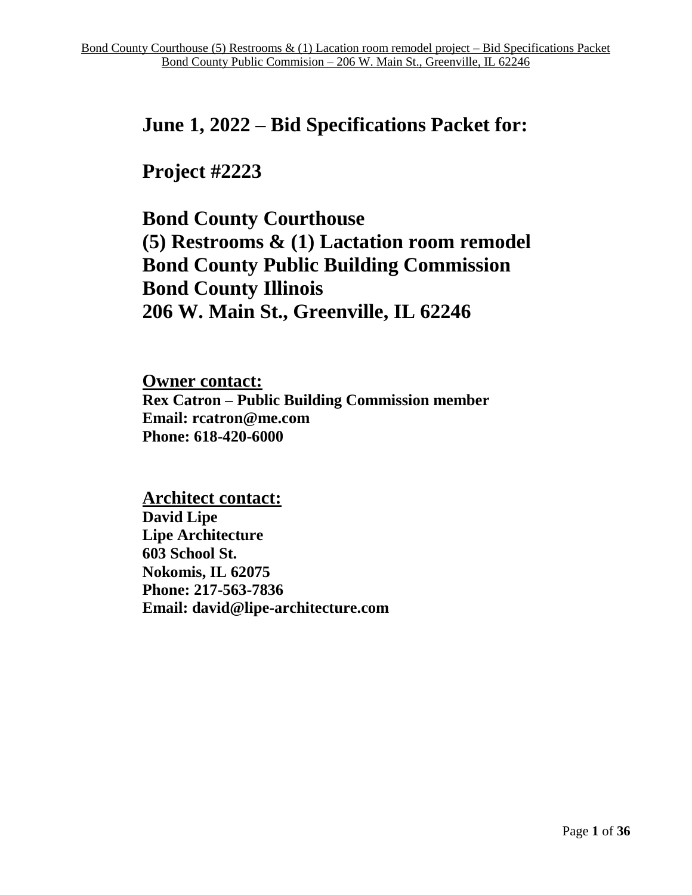# June 1, 2022 – Bid Specifications Packet for:

# Project #2223

# Bond County Courthouse
# (5) Restrooms & (1) Lactation room remodel
# Bond County Public Building Commission
# Bond County Illinois
# 206 W. Main St., Greenville, IL 62246

## Owner contact:

**Rex Catron – Public Building Commission member**
**Email: rcatron@me.com**
**Phone: 618-420-6000**

## Architect contact:

**David Lipe**
**Lipe Architecture**
**603 School St.**
**Nokomis, IL 62075**
**Phone: 217-563-7836**
**Email: david@lipe-architecture.com**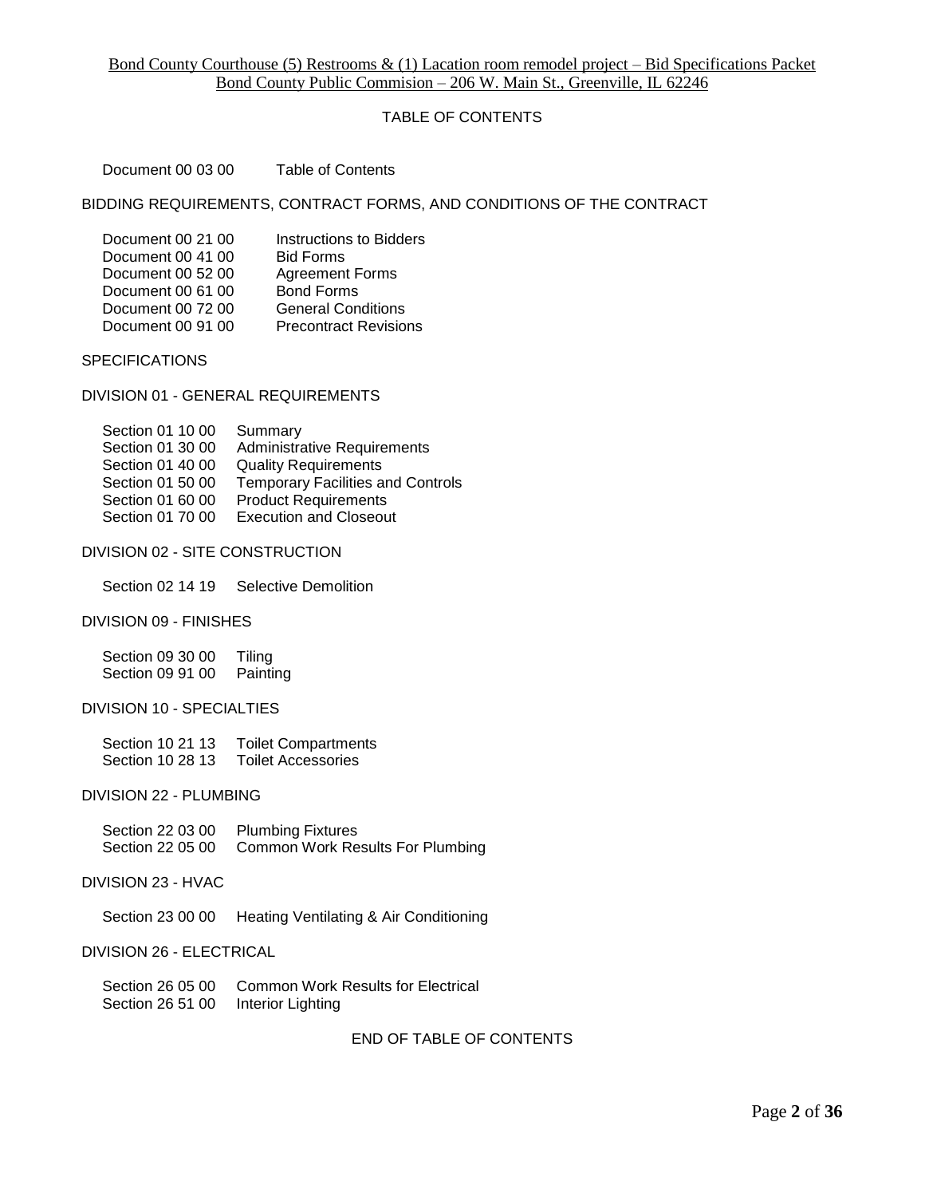# TABLE OF CONTENTS

Document 00 03 00 Table of Contents

## BIDDING REQUIREMENTS, CONTRACT FORMS, AND CONDITIONS OF THE CONTRACT

Document 00 21 00 Instructions to Bidders
Document 00 41 00 Bid Forms
Document 00 52 00 Agreement Forms
Document 00 61 00 Bond Forms
Document 00 72 00 General Conditions
Document 00 91 00 Precontract Revisions

## SPECIFICATIONS

### DIVISION 01 - GENERAL REQUIREMENTS

Section 01 10 00 Summary
Section 01 30 00 Administrative Requirements
Section 01 40 00 Quality Requirements
Section 01 50 00 Temporary Facilities and Controls
Section 01 60 00 Product Requirements
Section 01 70 00 Execution and Closeout

### DIVISION 02 - SITE CONSTRUCTION

Section 02 14 19 Selective Demolition

### DIVISION 09 - FINISHES

Section 09 30 00 Tiling
Section 09 91 00 Painting

### DIVISION 10 - SPECIALTIES

Section 10 21 13 Toilet Compartments
Section 10 28 13 Toilet Accessories

### DIVISION 22 - PLUMBING

Section 22 03 00 Plumbing Fixtures
Section 22 05 00 Common Work Results For Plumbing

### DIVISION 23 - HVAC

Section 23 00 00 Heating Ventilating & Air Conditioning

### DIVISION 26 - ELECTRICAL

Section 26 05 00 Common Work Results for Electrical
Section 26 51 00 Interior Lighting

END OF TABLE OF CONTENTS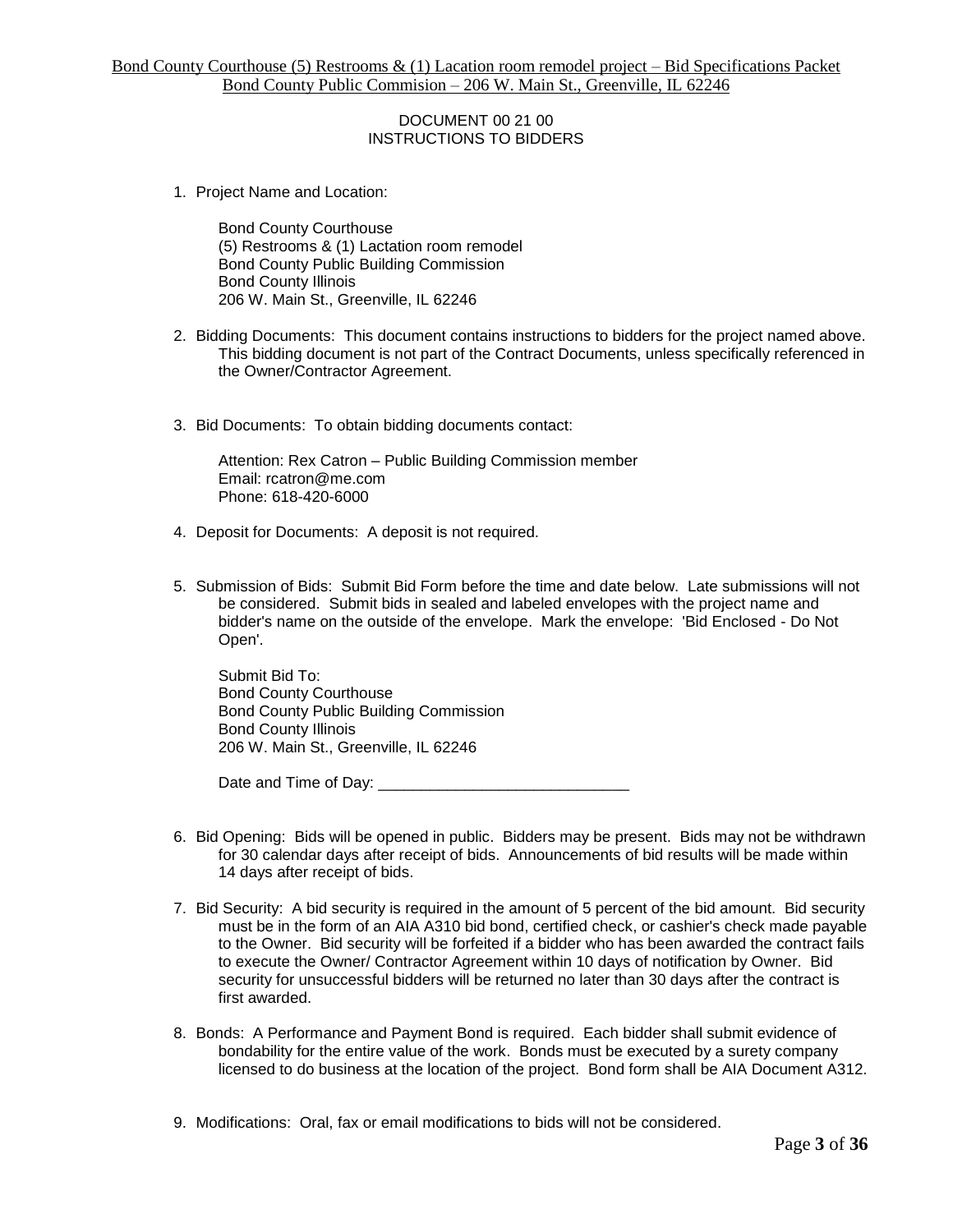DOCUMENT 00 21 00
INSTRUCTIONS TO BIDDERS

1. Project Name and Location:

   Bond County Courthouse
   (5) Restrooms & (1) Lactation room remodel
   Bond County Public Building Commission
   Bond County Illinois
   206 W. Main St., Greenville, IL 62246

2. Bidding Documents: This document contains instructions to bidders for the project named above. This bidding document is not part of the Contract Documents, unless specifically referenced in the Owner/Contractor Agreement.

3. Bid Documents: To obtain bidding documents contact:

   Attention: Rex Catron – Public Building Commission member
   Email: rcatron@me.com
   Phone: 618-420-6000

4. Deposit for Documents: A deposit is not required.

5. Submission of Bids: Submit Bid Form before the time and date below. Late submissions will not be considered. Submit bids in sealed and labeled envelopes with the project name and bidder's name on the outside of the envelope. Mark the envelope: 'Bid Enclosed - Do Not Open'.

   Submit Bid To:
   Bond County Courthouse
   Bond County Public Building Commission
   Bond County Illinois
   206 W. Main St., Greenville, IL 62246

   Date and Time of Day: _____________________________

6. Bid Opening: Bids will be opened in public. Bidders may be present. Bids may not be withdrawn for 30 calendar days after receipt of bids. Announcements of bid results will be made within 14 days after receipt of bids.

7. Bid Security: A bid security is required in the amount of 5 percent of the bid amount. Bid security must be in the form of an AIA A310 bid bond, certified check, or cashier's check made payable to the Owner. Bid security will be forfeited if a bidder who has been awarded the contract fails to execute the Owner/ Contractor Agreement within 10 days of notification by Owner. Bid security for unsuccessful bidders will be returned no later than 30 days after the contract is first awarded.

8. Bonds: A Performance and Payment Bond is required. Each bidder shall submit evidence of bondability for the entire value of the work. Bonds must be executed by a surety company licensed to do business at the location of the project. Bond form shall be AIA Document A312.

9. Modifications: Oral, fax or email modifications to bids will not be considered.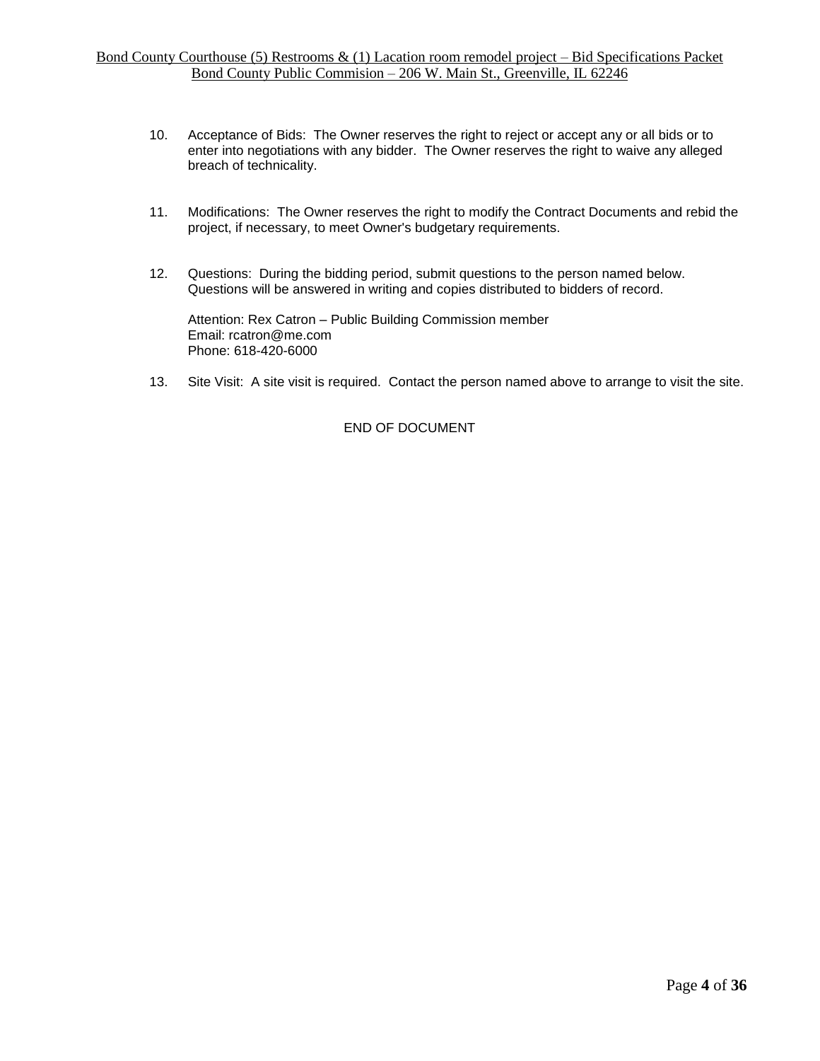10. Acceptance of Bids: The Owner reserves the right to reject or accept any or all bids or to enter into negotiations with any bidder. The Owner reserves the right to waive any alleged breach of technicality.

11. Modifications: The Owner reserves the right to modify the Contract Documents and rebid the project, if necessary, to meet Owner's budgetary requirements.

12. Questions: During the bidding period, submit questions to the person named below. Questions will be answered in writing and copies distributed to bidders of record.

    Attention: Rex Catron – Public Building Commission member
    Email: rcatron@me.com
    Phone: 618-420-6000

13. Site Visit: A site visit is required. Contact the person named above to arrange to visit the site.

END OF DOCUMENT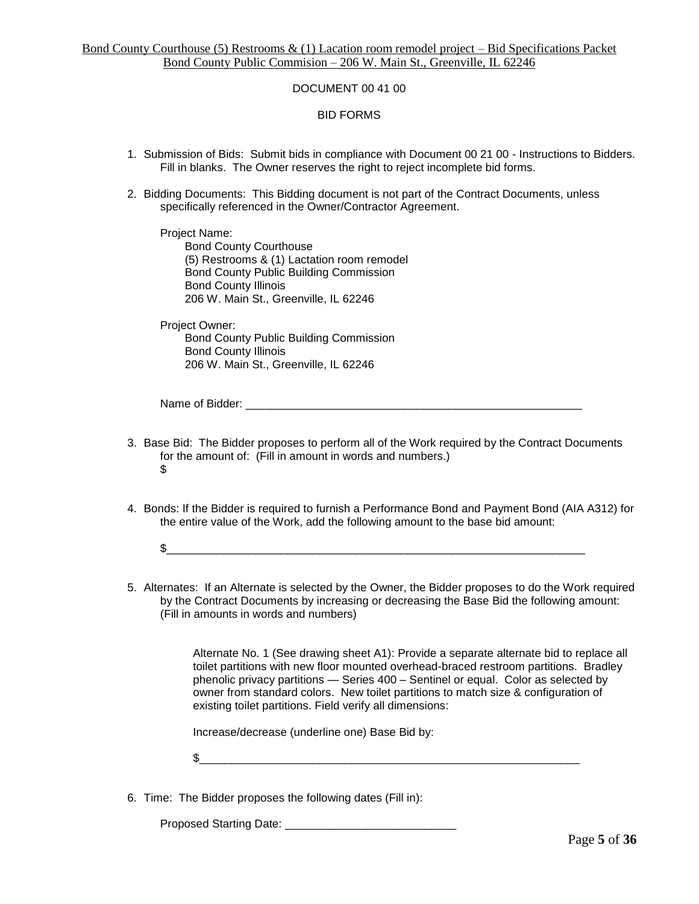DOCUMENT 00 41 00

BID FORMS

1. Submission of Bids: Submit bids in compliance with Document 00 21 00 - Instructions to Bidders. Fill in blanks. The Owner reserves the right to reject incomplete bid forms.

2. Bidding Documents: This Bidding document is not part of the Contract Documents, unless specifically referenced in the Owner/Contractor Agreement.

   Project Name:
   Bond County Courthouse
   (5) Restrooms & (1) Lactation room remodel
   Bond County Public Building Commission
   Bond County Illinois
   206 W. Main St., Greenville, IL 62246

   Project Owner:
   Bond County Public Building Commission
   Bond County Illinois
   206 W. Main St., Greenville, IL 62246

   Name of Bidder: _______________________________________________________

3. Base Bid: The Bidder proposes to perform all of the Work required by the Contract Documents for the amount of: (Fill in amount in words and numbers.)
   $

4. Bonds: If the Bidder is required to furnish a Performance Bond and Payment Bond (AIA A312) for the entire value of the Work, add the following amount to the base bid amount:

   $____________________________________________________________________

5. Alternates: If an Alternate is selected by the Owner, the Bidder proposes to do the Work required by the Contract Documents by increasing or decreasing the Base Bid the following amount: (Fill in amounts in words and numbers)

   Alternate No. 1 (See drawing sheet A1): Provide a separate alternate bid to replace all toilet partitions with new floor mounted overhead-braced restroom partitions. Bradley phenolic privacy partitions — Series 400 – Sentinel or equal. Color as selected by owner from standard colors. New toilet partitions to match size & configuration of existing toilet partitions. Field verify all dimensions:

   Increase/decrease (underline one) Base Bid by:

   $______________________________________________________________

6. Time: The Bidder proposes the following dates (Fill in):

   Proposed Starting Date: ___________________________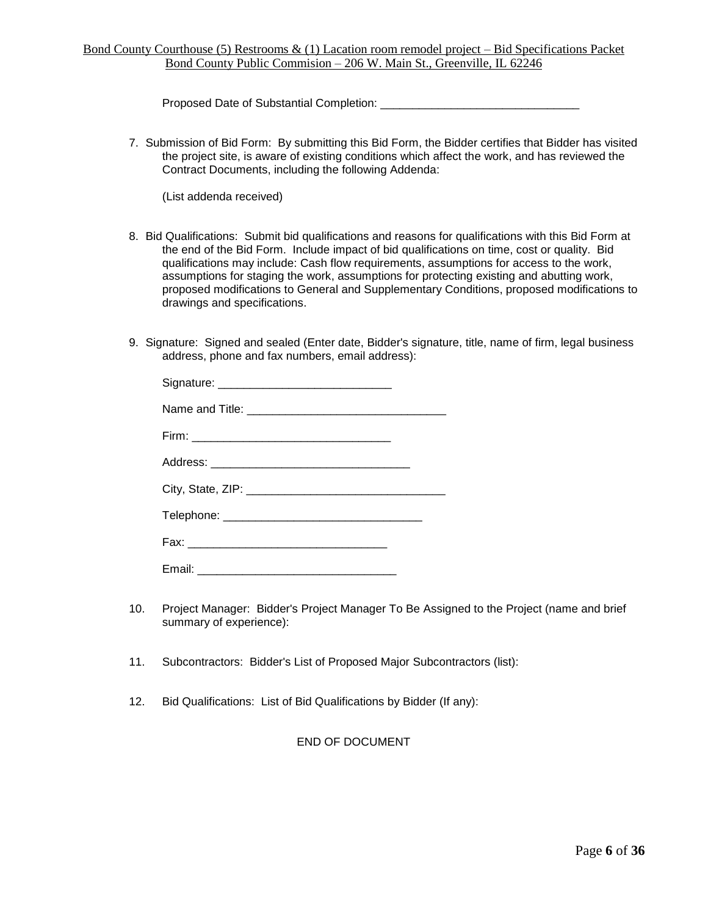Proposed Date of Substantial Completion: _______________________________

7. Submission of Bid Form: By submitting this Bid Form, the Bidder certifies that Bidder has visited the project site, is aware of existing conditions which affect the work, and has reviewed the Contract Documents, including the following Addenda:

   (List addenda received)

8. Bid Qualifications: Submit bid qualifications and reasons for qualifications with this Bid Form at the end of the Bid Form. Include impact of bid qualifications on time, cost or quality. Bid qualifications may include: Cash flow requirements, assumptions for access to the work, assumptions for staging the work, assumptions for protecting existing and abutting work, proposed modifications to General and Supplementary Conditions, proposed modifications to drawings and specifications.

9. Signature: Signed and sealed (Enter date, Bidder's signature, title, name of firm, legal business address, phone and fax numbers, email address):

   Signature: ___________________________

   Name and Title: _______________________________

   Firm: _______________________________

   Address: _______________________________

   City, State, ZIP: _______________________________

   Telephone: _______________________________

   Fax: _______________________________

   Email: _______________________________

10. Project Manager: Bidder's Project Manager To Be Assigned to the Project (name and brief summary of experience):

11. Subcontractors: Bidder's List of Proposed Major Subcontractors (list):

12. Bid Qualifications: List of Bid Qualifications by Bidder (If any):

END OF DOCUMENT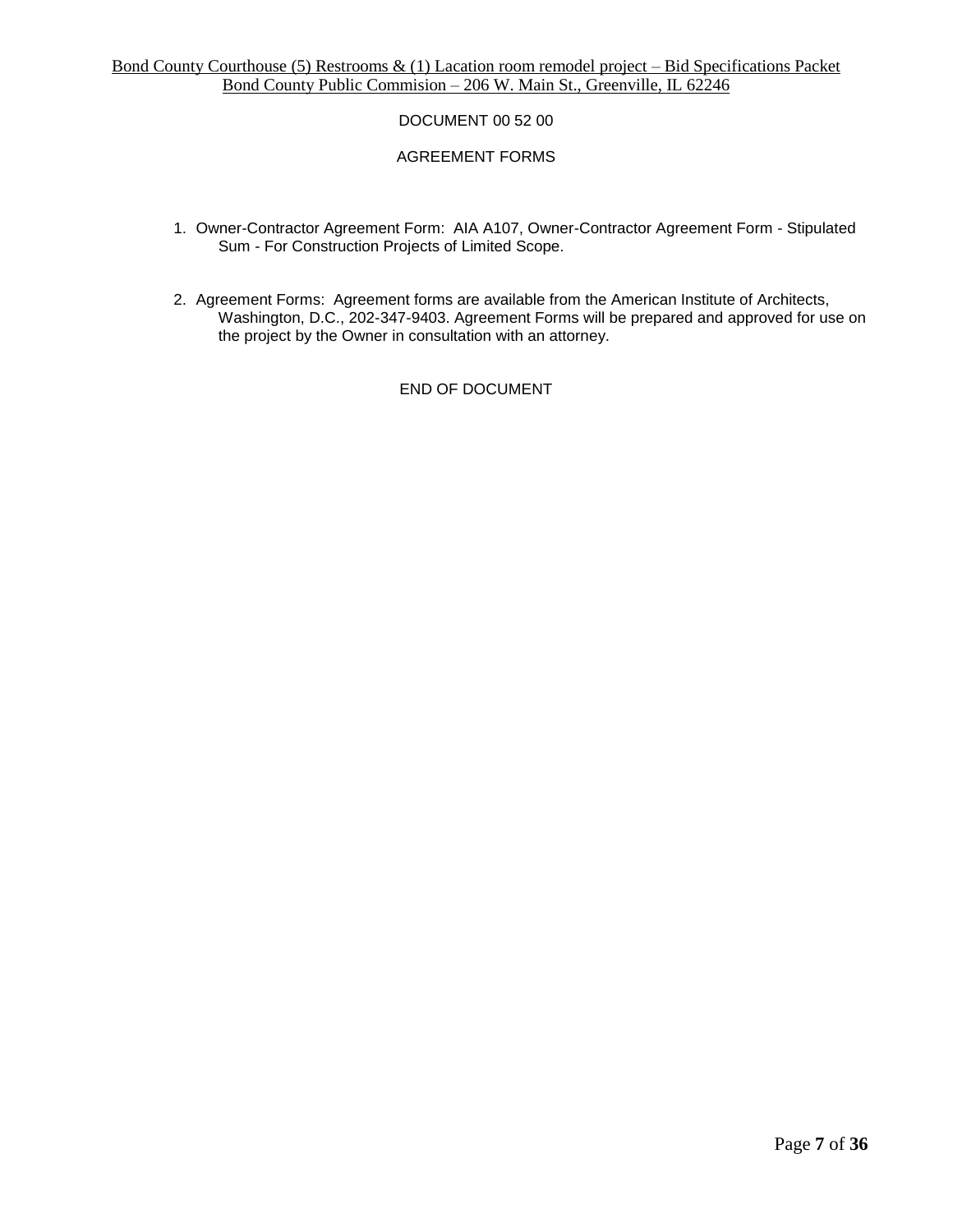DOCUMENT 00 52 00

AGREEMENT FORMS

1. Owner-Contractor Agreement Form: AIA A107, Owner-Contractor Agreement Form - Stipulated Sum - For Construction Projects of Limited Scope.

2. Agreement Forms: Agreement forms are available from the American Institute of Architects, Washington, D.C., 202-347-9403. Agreement Forms will be prepared and approved for use on the project by the Owner in consultation with an attorney.

END OF DOCUMENT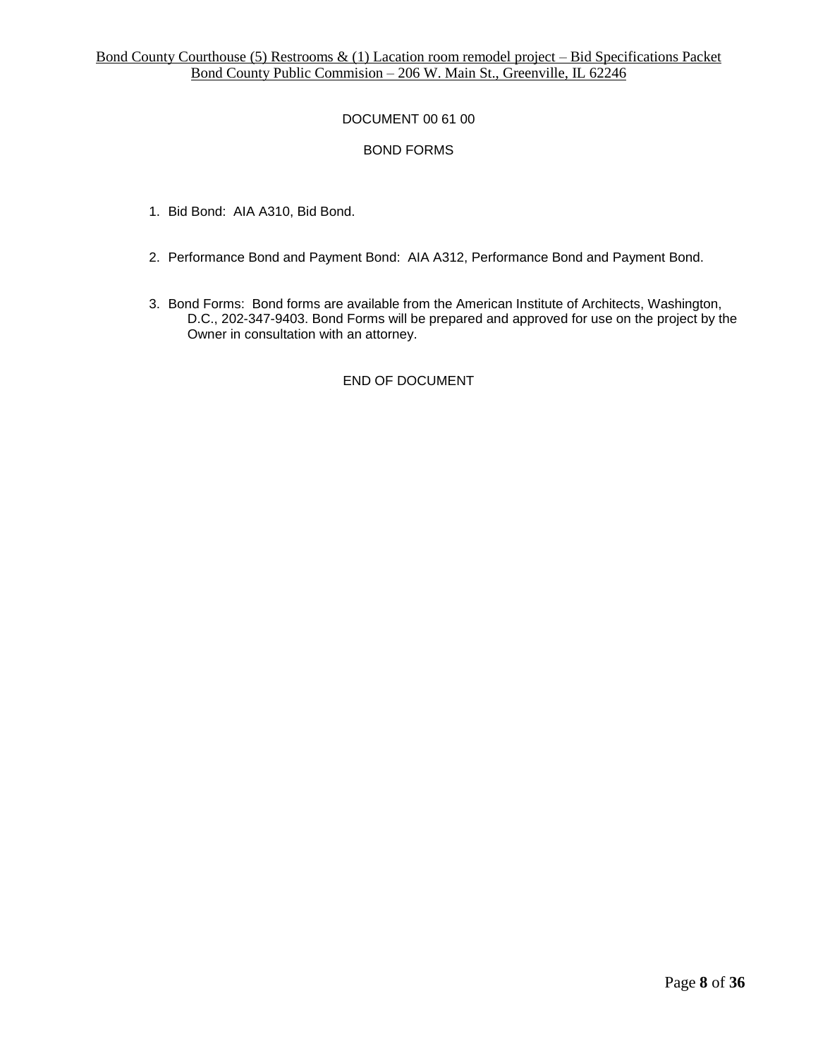DOCUMENT 00 61 00

BOND FORMS

1. Bid Bond: AIA A310, Bid Bond.
2. Performance Bond and Payment Bond: AIA A312, Performance Bond and Payment Bond.
3. Bond Forms: Bond forms are available from the American Institute of Architects, Washington, D.C., 202-347-9403. Bond Forms will be prepared and approved for use on the project by the Owner in consultation with an attorney.

END OF DOCUMENT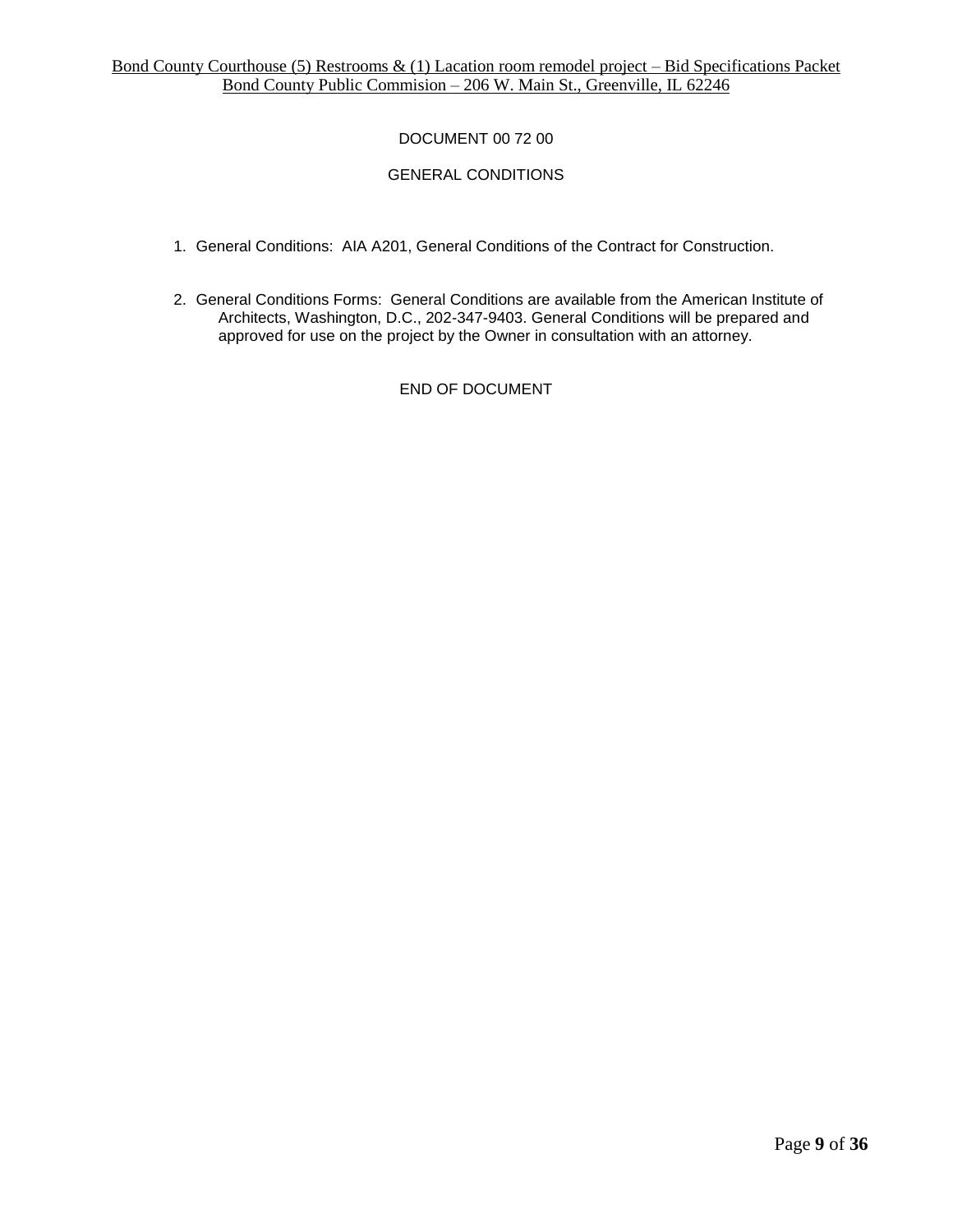DOCUMENT 00 72 00

GENERAL CONDITIONS

1. General Conditions: AIA A201, General Conditions of the Contract for Construction.

2. General Conditions Forms: General Conditions are available from the American Institute of Architects, Washington, D.C., 202-347-9403. General Conditions will be prepared and approved for use on the project by the Owner in consultation with an attorney.

END OF DOCUMENT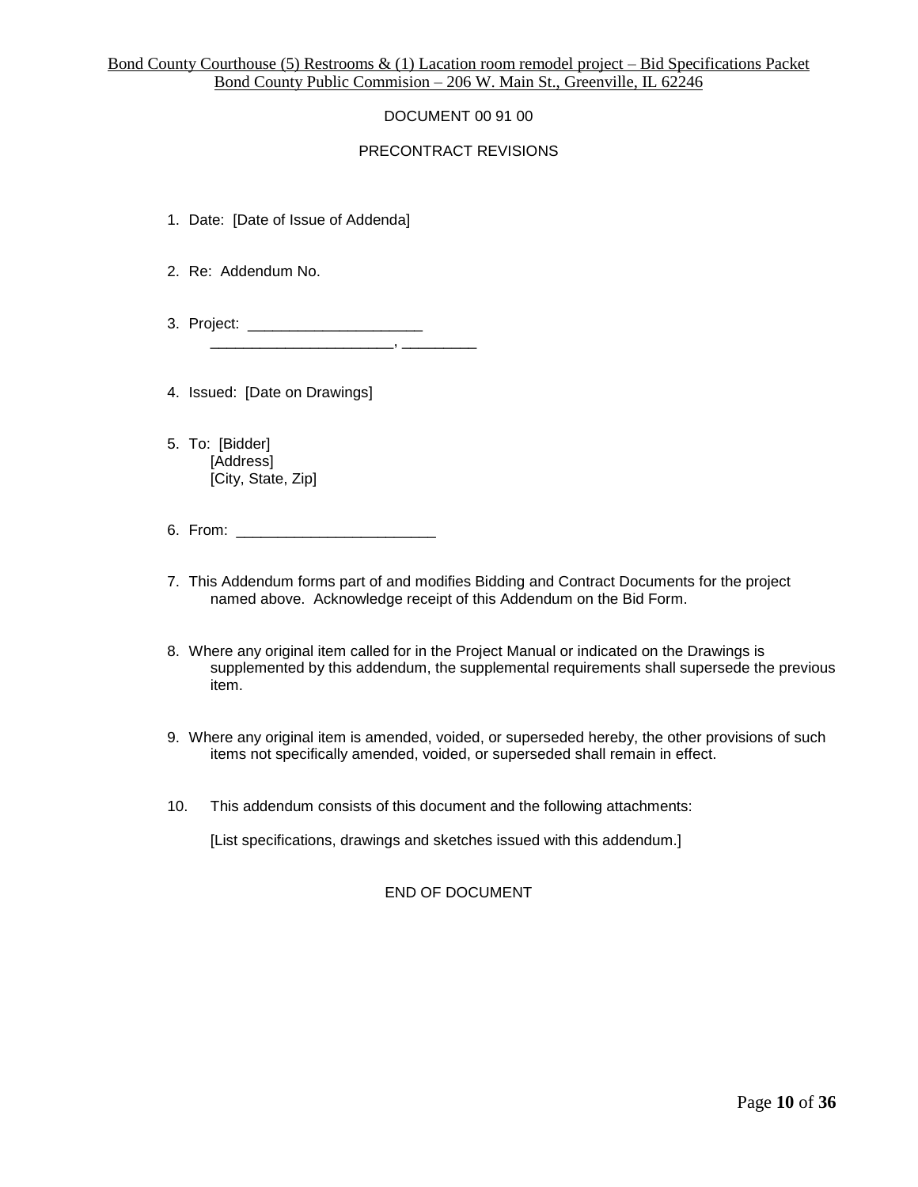DOCUMENT 00 91 00

PRECONTRACT REVISIONS

1. Date: [Date of Issue of Addenda]

2. Re: Addendum No.

3. Project: ______________________
   _______________________, _________

4. Issued: [Date on Drawings]

5. To: [Bidder]
   [Address]
   [City, State, Zip]

6. From: ________________________

7. This Addendum forms part of and modifies Bidding and Contract Documents for the project named above. Acknowledge receipt of this Addendum on the Bid Form.

8. Where any original item called for in the Project Manual or indicated on the Drawings is supplemented by this addendum, the supplemental requirements shall supersede the previous item.

9. Where any original item is amended, voided, or superseded hereby, the other provisions of such items not specifically amended, voided, or superseded shall remain in effect.

10. This addendum consists of this document and the following attachments:

    [List specifications, drawings and sketches issued with this addendum.]

END OF DOCUMENT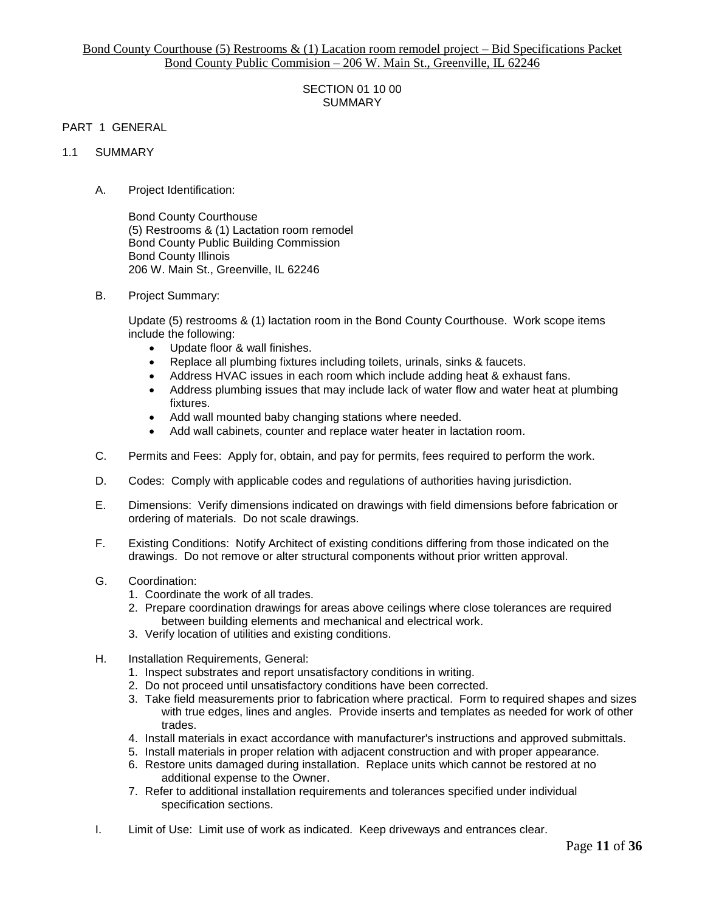SECTION 01 10 00
SUMMARY

PART 1 GENERAL

1.1 SUMMARY

A. Project Identification:

Bond County Courthouse
(5) Restrooms & (1) Lactation room remodel
Bond County Public Building Commission
Bond County Illinois
206 W. Main St., Greenville, IL 62246

B. Project Summary:

Update (5) restrooms & (1) lactation room in the Bond County Courthouse. Work scope items include the following:

- Update floor & wall finishes.
- Replace all plumbing fixtures including toilets, urinals, sinks & faucets.
- Address HVAC issues in each room which include adding heat & exhaust fans.
- Address plumbing issues that may include lack of water flow and water heat at plumbing fixtures.
- Add wall mounted baby changing stations where needed.
- Add wall cabinets, counter and replace water heater in lactation room.

C. Permits and Fees: Apply for, obtain, and pay for permits, fees required to perform the work.

D. Codes: Comply with applicable codes and regulations of authorities having jurisdiction.

E. Dimensions: Verify dimensions indicated on drawings with field dimensions before fabrication or ordering of materials. Do not scale drawings.

F. Existing Conditions: Notify Architect of existing conditions differing from those indicated on the drawings. Do not remove or alter structural components without prior written approval.

G. Coordination:
1. Coordinate the work of all trades.
2. Prepare coordination drawings for areas above ceilings where close tolerances are required between building elements and mechanical and electrical work.
3. Verify location of utilities and existing conditions.

H. Installation Requirements, General:
1. Inspect substrates and report unsatisfactory conditions in writing.
2. Do not proceed until unsatisfactory conditions have been corrected.
3. Take field measurements prior to fabrication where practical. Form to required shapes and sizes with true edges, lines and angles. Provide inserts and templates as needed for work of other trades.
4. Install materials in exact accordance with manufacturer's instructions and approved submittals.
5. Install materials in proper relation with adjacent construction and with proper appearance.
6. Restore units damaged during installation. Replace units which cannot be restored at no additional expense to the Owner.
7. Refer to additional installation requirements and tolerances specified under individual specification sections.

I. Limit of Use: Limit use of work as indicated. Keep driveways and entrances clear.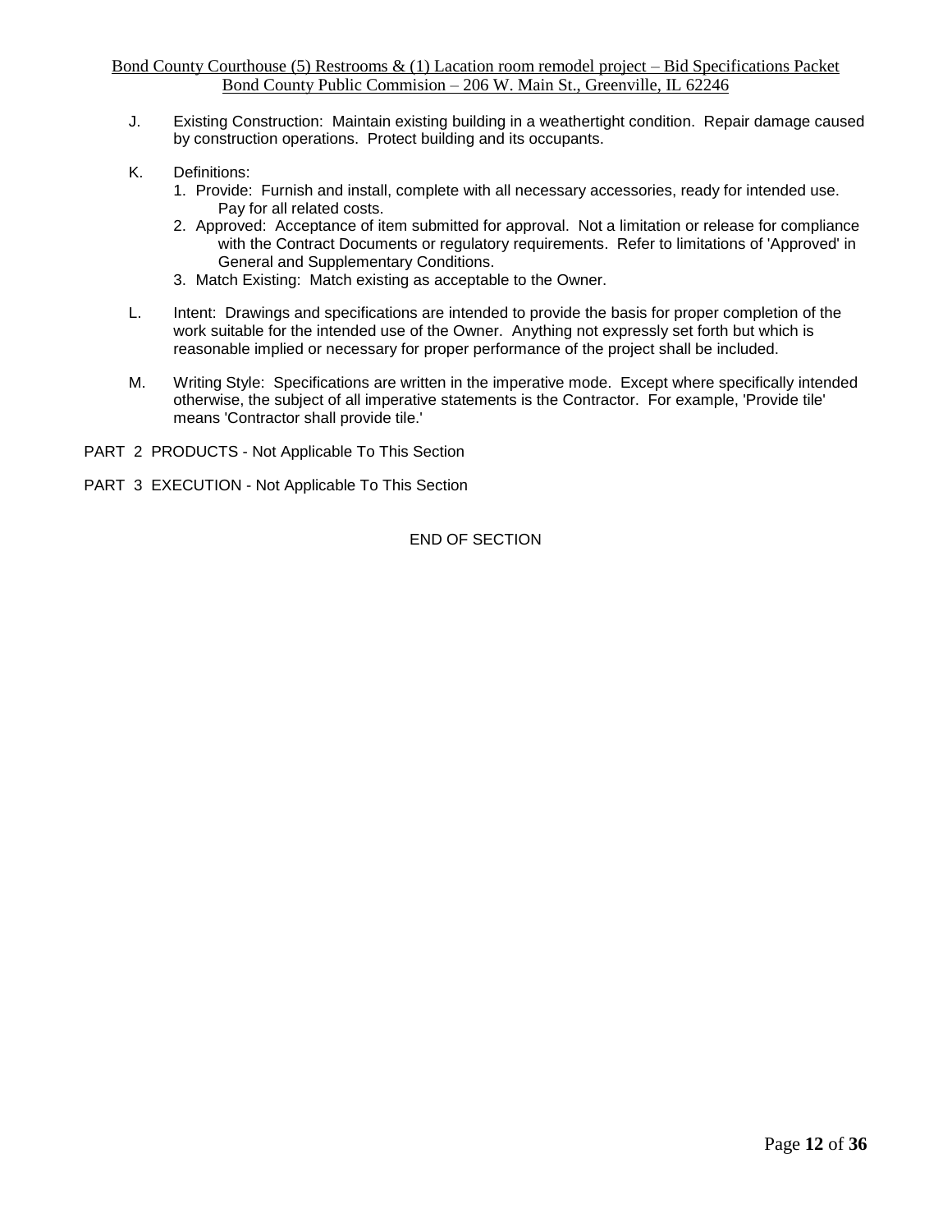J. Existing Construction: Maintain existing building in a weathertight condition. Repair damage caused by construction operations. Protect building and its occupants.

K. Definitions:

1. Provide: Furnish and install, complete with all necessary accessories, ready for intended use. Pay for all related costs.
2. Approved: Acceptance of item submitted for approval. Not a limitation or release for compliance with the Contract Documents or regulatory requirements. Refer to limitations of 'Approved' in General and Supplementary Conditions.
3. Match Existing: Match existing as acceptable to the Owner.

L. Intent: Drawings and specifications are intended to provide the basis for proper completion of the work suitable for the intended use of the Owner. Anything not expressly set forth but which is reasonable implied or necessary for proper performance of the project shall be included.

M. Writing Style: Specifications are written in the imperative mode. Except where specifically intended otherwise, the subject of all imperative statements is the Contractor. For example, 'Provide tile' means 'Contractor shall provide tile.'

PART 2 PRODUCTS - Not Applicable To This Section

PART 3 EXECUTION - Not Applicable To This Section

END OF SECTION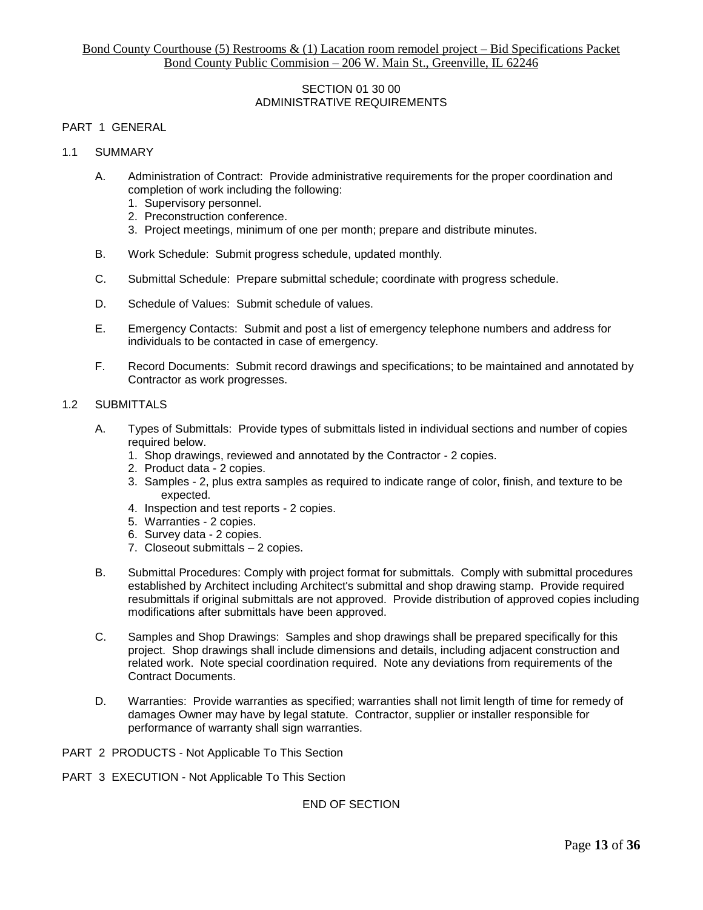## SECTION 01 30 00
## ADMINISTRATIVE REQUIREMENTS

PART 1 GENERAL

1.1 SUMMARY

A. Administration of Contract: Provide administrative requirements for the proper coordination and completion of work including the following:
   1. Supervisory personnel.
   2. Preconstruction conference.
   3. Project meetings, minimum of one per month; prepare and distribute minutes.

B. Work Schedule: Submit progress schedule, updated monthly.

C. Submittal Schedule: Prepare submittal schedule; coordinate with progress schedule.

D. Schedule of Values: Submit schedule of values.

E. Emergency Contacts: Submit and post a list of emergency telephone numbers and address for individuals to be contacted in case of emergency.

F. Record Documents: Submit record drawings and specifications; to be maintained and annotated by Contractor as work progresses.

1.2 SUBMITTALS

A. Types of Submittals: Provide types of submittals listed in individual sections and number of copies required below.
   1. Shop drawings, reviewed and annotated by the Contractor - 2 copies.
   2. Product data - 2 copies.
   3. Samples - 2, plus extra samples as required to indicate range of color, finish, and texture to be expected.
   4. Inspection and test reports - 2 copies.
   5. Warranties - 2 copies.
   6. Survey data - 2 copies.
   7. Closeout submittals – 2 copies.

B. Submittal Procedures: Comply with project format for submittals. Comply with submittal procedures established by Architect including Architect's submittal and shop drawing stamp. Provide required resubmittals if original submittals are not approved. Provide distribution of approved copies including modifications after submittals have been approved.

C. Samples and Shop Drawings: Samples and shop drawings shall be prepared specifically for this project. Shop drawings shall include dimensions and details, including adjacent construction and related work. Note special coordination required. Note any deviations from requirements of the Contract Documents.

D. Warranties: Provide warranties as specified; warranties shall not limit length of time for remedy of damages Owner may have by legal statute. Contractor, supplier or installer responsible for performance of warranty shall sign warranties.

PART 2 PRODUCTS - Not Applicable To This Section

PART 3 EXECUTION - Not Applicable To This Section

END OF SECTION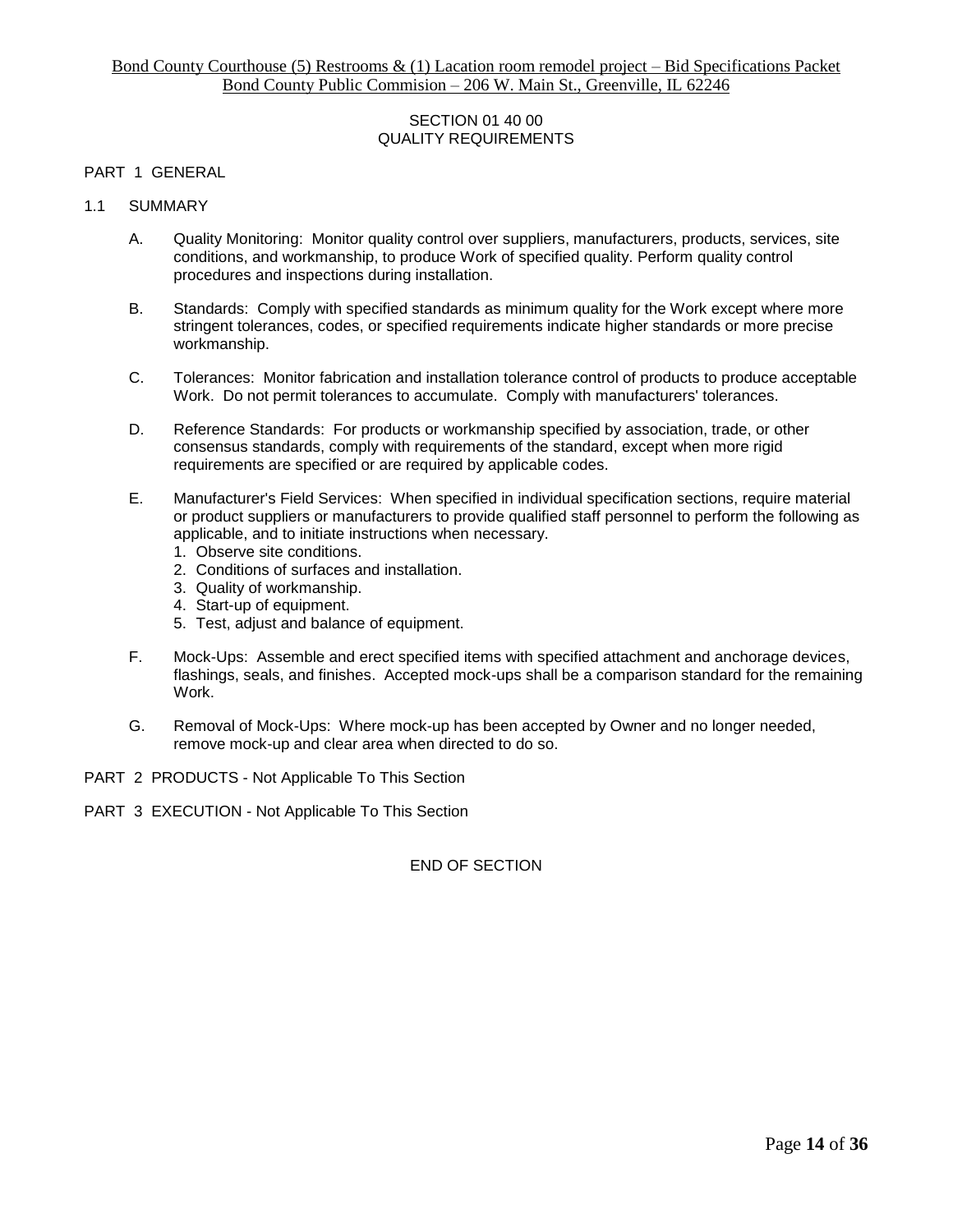SECTION 01 40 00
QUALITY REQUIREMENTS

PART 1 GENERAL

1.1 SUMMARY

A. Quality Monitoring: Monitor quality control over suppliers, manufacturers, products, services, site conditions, and workmanship, to produce Work of specified quality. Perform quality control procedures and inspections during installation.

B. Standards: Comply with specified standards as minimum quality for the Work except where more stringent tolerances, codes, or specified requirements indicate higher standards or more precise workmanship.

C. Tolerances: Monitor fabrication and installation tolerance control of products to produce acceptable Work. Do not permit tolerances to accumulate. Comply with manufacturers' tolerances.

D. Reference Standards: For products or workmanship specified by association, trade, or other consensus standards, comply with requirements of the standard, except when more rigid requirements are specified or are required by applicable codes.

E. Manufacturer's Field Services: When specified in individual specification sections, require material or product suppliers or manufacturers to provide qualified staff personnel to perform the following as applicable, and to initiate instructions when necessary.
1. Observe site conditions.
2. Conditions of surfaces and installation.
3. Quality of workmanship.
4. Start-up of equipment.
5. Test, adjust and balance of equipment.

F. Mock-Ups: Assemble and erect specified items with specified attachment and anchorage devices, flashings, seals, and finishes. Accepted mock-ups shall be a comparison standard for the remaining Work.

G. Removal of Mock-Ups: Where mock-up has been accepted by Owner and no longer needed, remove mock-up and clear area when directed to do so.

PART 2 PRODUCTS - Not Applicable To This Section

PART 3 EXECUTION - Not Applicable To This Section

END OF SECTION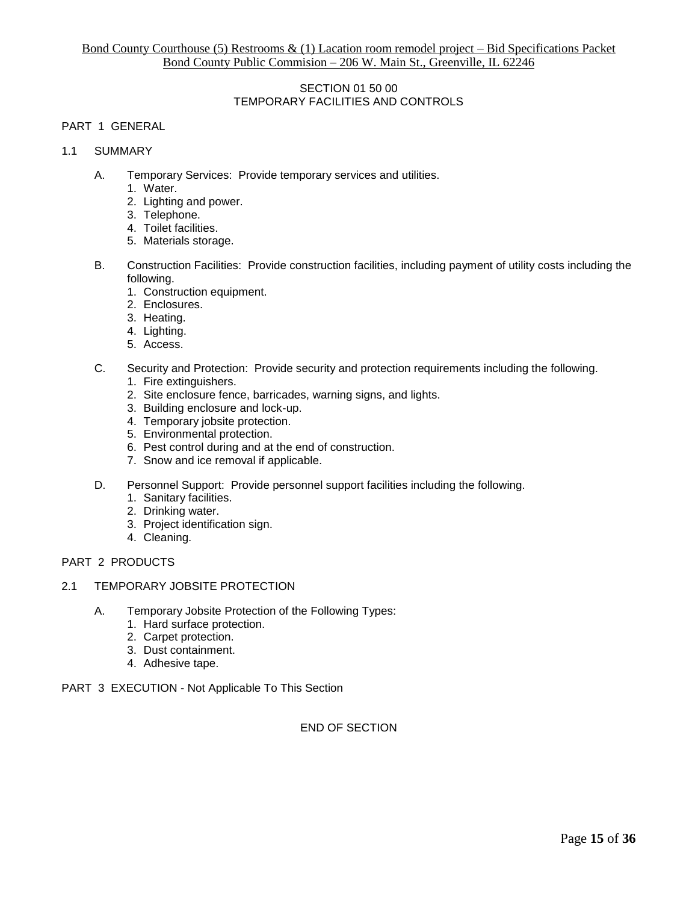# SECTION 01 50 00
# TEMPORARY FACILITIES AND CONTROLS

## PART 1 GENERAL

### 1.1 SUMMARY

A. Temporary Services: Provide temporary services and utilities.
   1. Water.
   2. Lighting and power.
   3. Telephone.
   4. Toilet facilities.
   5. Materials storage.

B. Construction Facilities: Provide construction facilities, including payment of utility costs including the following.
   1. Construction equipment.
   2. Enclosures.
   3. Heating.
   4. Lighting.
   5. Access.

C. Security and Protection: Provide security and protection requirements including the following.
   1. Fire extinguishers.
   2. Site enclosure fence, barricades, warning signs, and lights.
   3. Building enclosure and lock-up.
   4. Temporary jobsite protection.
   5. Environmental protection.
   6. Pest control during and at the end of construction.
   7. Snow and ice removal if applicable.

D. Personnel Support: Provide personnel support facilities including the following.
   1. Sanitary facilities.
   2. Drinking water.
   3. Project identification sign.
   4. Cleaning.

## PART 2 PRODUCTS

### 2.1 TEMPORARY JOBSITE PROTECTION

A. Temporary Jobsite Protection of the Following Types:
   1. Hard surface protection.
   2. Carpet protection.
   3. Dust containment.
   4. Adhesive tape.

## PART 3 EXECUTION - Not Applicable To This Section

END OF SECTION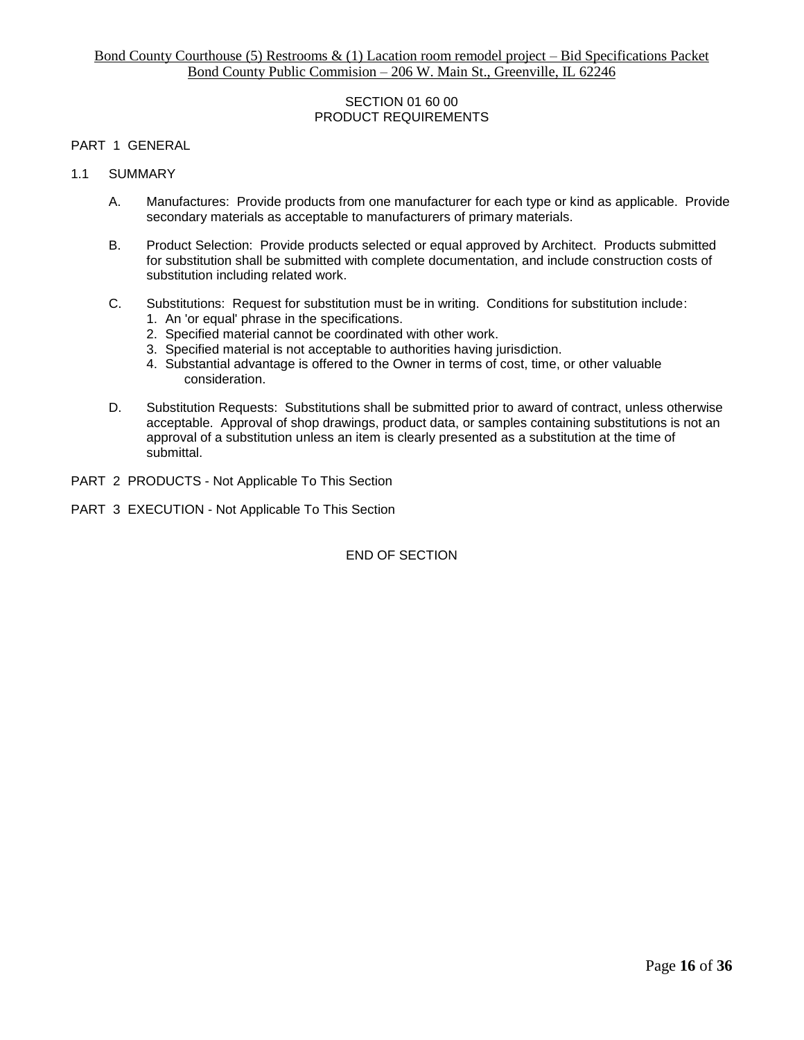SECTION 01 60 00
PRODUCT REQUIREMENTS

PART 1 GENERAL

1.1 SUMMARY

A. Manufactures: Provide products from one manufacturer for each type or kind as applicable. Provide secondary materials as acceptable to manufacturers of primary materials.

B. Product Selection: Provide products selected or equal approved by Architect. Products submitted for substitution shall be submitted with complete documentation, and include construction costs of substitution including related work.

C. Substitutions: Request for substitution must be in writing. Conditions for substitution include:
1. An 'or equal' phrase in the specifications.
2. Specified material cannot be coordinated with other work.
3. Specified material is not acceptable to authorities having jurisdiction.
4. Substantial advantage is offered to the Owner in terms of cost, time, or other valuable consideration.

D. Substitution Requests: Substitutions shall be submitted prior to award of contract, unless otherwise acceptable. Approval of shop drawings, product data, or samples containing substitutions is not an approval of a substitution unless an item is clearly presented as a substitution at the time of submittal.

PART 2 PRODUCTS - Not Applicable To This Section

PART 3 EXECUTION - Not Applicable To This Section

END OF SECTION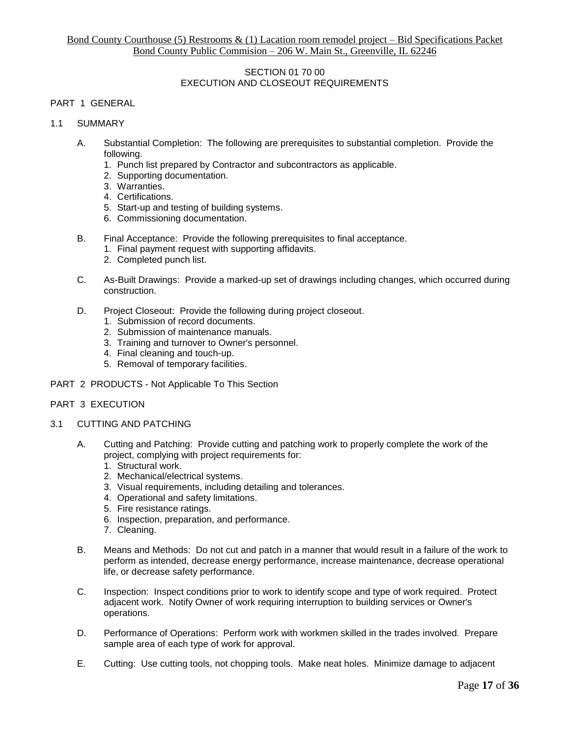# SECTION 01 70 00
# EXECUTION AND CLOSEOUT REQUIREMENTS

## PART 1 GENERAL

### 1.1 SUMMARY

A. Substantial Completion: The following are prerequisites to substantial completion. Provide the following.
   1. Punch list prepared by Contractor and subcontractors as applicable.
   2. Supporting documentation.
   3. Warranties.
   4. Certifications.
   5. Start-up and testing of building systems.
   6. Commissioning documentation.

B. Final Acceptance: Provide the following prerequisites to final acceptance.
   1. Final payment request with supporting affidavits.
   2. Completed punch list.

C. As-Built Drawings: Provide a marked-up set of drawings including changes, which occurred during construction.

D. Project Closeout: Provide the following during project closeout.
   1. Submission of record documents.
   2. Submission of maintenance manuals.
   3. Training and turnover to Owner's personnel.
   4. Final cleaning and touch-up.
   5. Removal of temporary facilities.

## PART 2 PRODUCTS - Not Applicable To This Section

## PART 3 EXECUTION

### 3.1 CUTTING AND PATCHING

A. Cutting and Patching: Provide cutting and patching work to properly complete the work of the project, complying with project requirements for:
   1. Structural work.
   2. Mechanical/electrical systems.
   3. Visual requirements, including detailing and tolerances.
   4. Operational and safety limitations.
   5. Fire resistance ratings.
   6. Inspection, preparation, and performance.
   7. Cleaning.

B. Means and Methods: Do not cut and patch in a manner that would result in a failure of the work to perform as intended, decrease energy performance, increase maintenance, decrease operational life, or decrease safety performance.

C. Inspection: Inspect conditions prior to work to identify scope and type of work required. Protect adjacent work. Notify Owner of work requiring interruption to building services or Owner's operations.

D. Performance of Operations: Perform work with workmen skilled in the trades involved. Prepare sample area of each type of work for approval.

E. Cutting: Use cutting tools, not chopping tools. Make neat holes. Minimize damage to adjacent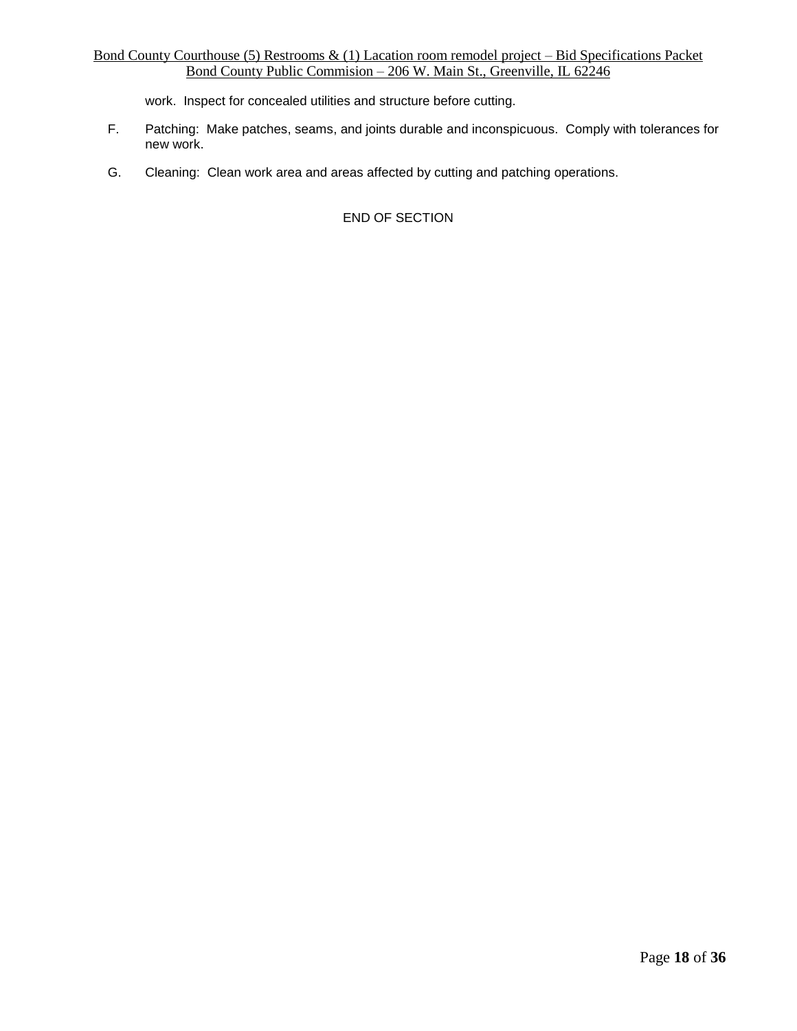work. Inspect for concealed utilities and structure before cutting.

F. Patching: Make patches, seams, and joints durable and inconspicuous. Comply with tolerances for new work.

G. Cleaning: Clean work area and areas affected by cutting and patching operations.

END OF SECTION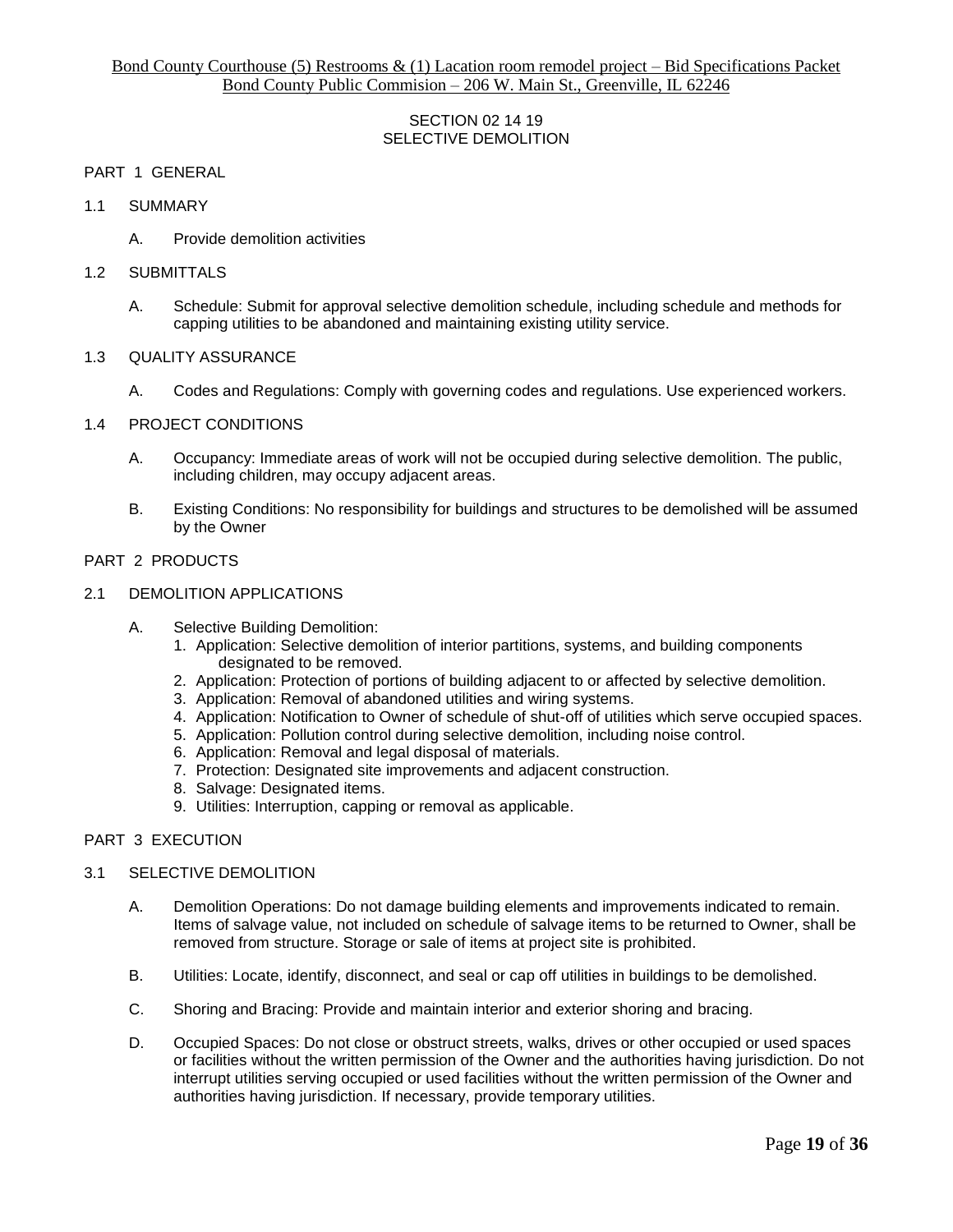SECTION 02 14 19
SELECTIVE DEMOLITION

PART 1 GENERAL

1.1 SUMMARY

A. Provide demolition activities

1.2 SUBMITTALS

A. Schedule: Submit for approval selective demolition schedule, including schedule and methods for capping utilities to be abandoned and maintaining existing utility service.

1.3 QUALITY ASSURANCE

A. Codes and Regulations: Comply with governing codes and regulations. Use experienced workers.

1.4 PROJECT CONDITIONS

A. Occupancy: Immediate areas of work will not be occupied during selective demolition. The public, including children, may occupy adjacent areas.

B. Existing Conditions: No responsibility for buildings and structures to be demolished will be assumed by the Owner

PART 2 PRODUCTS

2.1 DEMOLITION APPLICATIONS

A. Selective Building Demolition:
1. Application: Selective demolition of interior partitions, systems, and building components designated to be removed.
2. Application: Protection of portions of building adjacent to or affected by selective demolition.
3. Application: Removal of abandoned utilities and wiring systems.
4. Application: Notification to Owner of schedule of shut-off of utilities which serve occupied spaces.
5. Application: Pollution control during selective demolition, including noise control.
6. Application: Removal and legal disposal of materials.
7. Protection: Designated site improvements and adjacent construction.
8. Salvage: Designated items.
9. Utilities: Interruption, capping or removal as applicable.

PART 3 EXECUTION

3.1 SELECTIVE DEMOLITION

A. Demolition Operations: Do not damage building elements and improvements indicated to remain. Items of salvage value, not included on schedule of salvage items to be returned to Owner, shall be removed from structure. Storage or sale of items at project site is prohibited.

B. Utilities: Locate, identify, disconnect, and seal or cap off utilities in buildings to be demolished.

C. Shoring and Bracing: Provide and maintain interior and exterior shoring and bracing.

D. Occupied Spaces: Do not close or obstruct streets, walks, drives or other occupied or used spaces or facilities without the written permission of the Owner and the authorities having jurisdiction. Do not interrupt utilities serving occupied or used facilities without the written permission of the Owner and authorities having jurisdiction. If necessary, provide temporary utilities.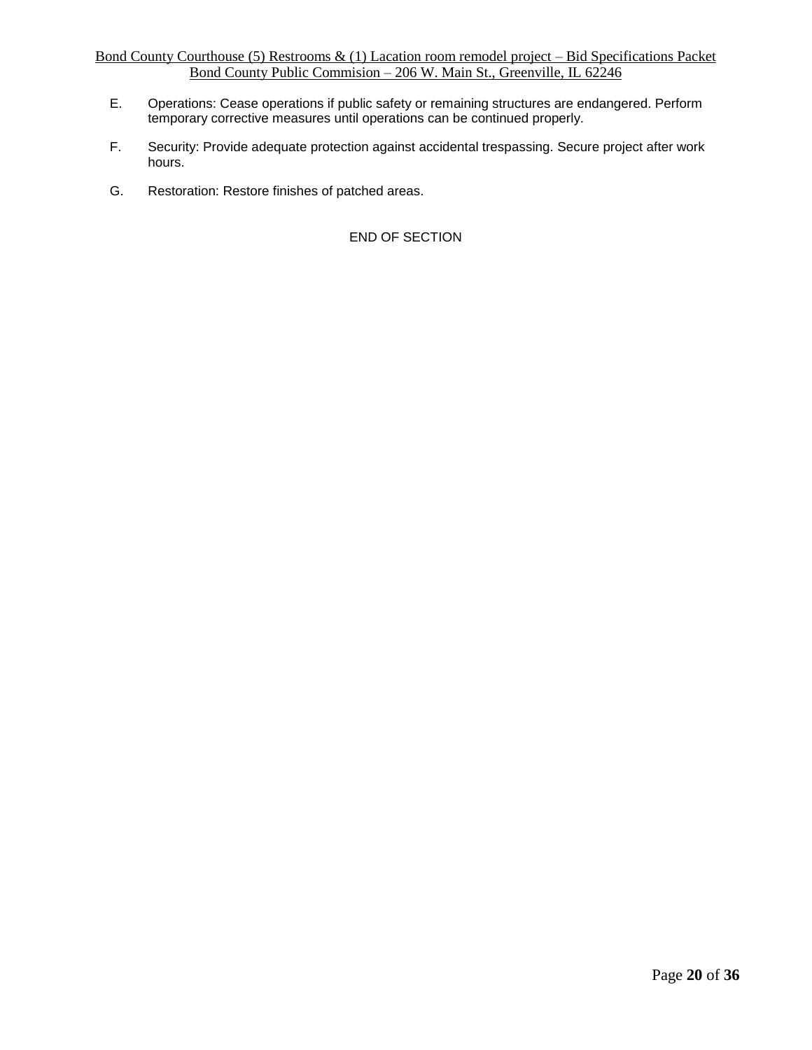E. Operations: Cease operations if public safety or remaining structures are endangered. Perform temporary corrective measures until operations can be continued properly.

F. Security: Provide adequate protection against accidental trespassing. Secure project after work hours.

G. Restoration: Restore finishes of patched areas.

END OF SECTION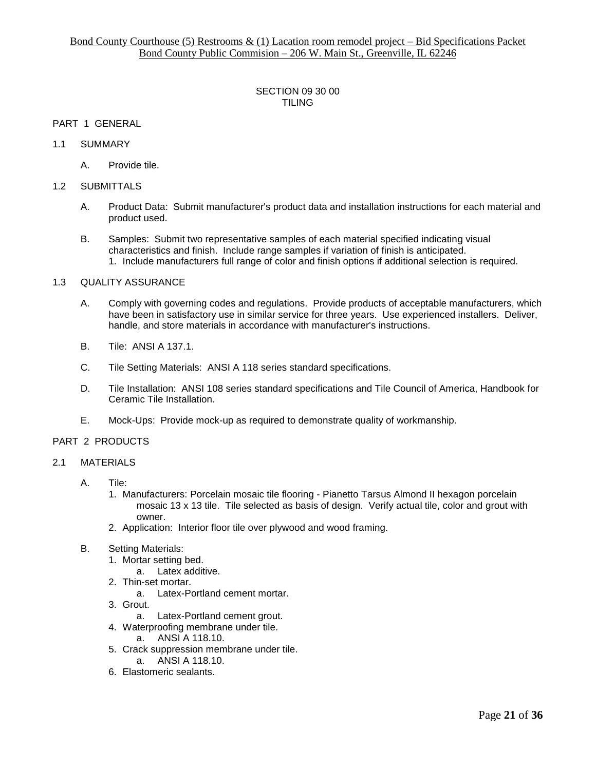# SECTION 09 30 00
# TILING

## PART 1 GENERAL

### 1.1 SUMMARY

A. Provide tile.

### 1.2 SUBMITTALS

A. Product Data: Submit manufacturer's product data and installation instructions for each material and product used.

B. Samples: Submit two representative samples of each material specified indicating visual characteristics and finish. Include range samples if variation of finish is anticipated.
   1. Include manufacturers full range of color and finish options if additional selection is required.

### 1.3 QUALITY ASSURANCE

A. Comply with governing codes and regulations. Provide products of acceptable manufacturers, which have been in satisfactory use in similar service for three years. Use experienced installers. Deliver, handle, and store materials in accordance with manufacturer's instructions.

B. Tile: ANSI A 137.1.

C. Tile Setting Materials: ANSI A 118 series standard specifications.

D. Tile Installation: ANSI 108 series standard specifications and Tile Council of America, Handbook for Ceramic Tile Installation.

E. Mock-Ups: Provide mock-up as required to demonstrate quality of workmanship.

## PART 2 PRODUCTS

### 2.1 MATERIALS

A. Tile:
   1. Manufacturers: Porcelain mosaic tile flooring - Pianetto Tarsus Almond II hexagon porcelain mosaic 13 x 13 tile. Tile selected as basis of design. Verify actual tile, color and grout with owner.
   2. Application: Interior floor tile over plywood and wood framing.

B. Setting Materials:
   1. Mortar setting bed.
      a. Latex additive.
   2. Thin-set mortar.
      a. Latex-Portland cement mortar.
   3. Grout.
      a. Latex-Portland cement grout.
   4. Waterproofing membrane under tile.
      a. ANSI A 118.10.
   5. Crack suppression membrane under tile.
      a. ANSI A 118.10.
   6. Elastomeric sealants.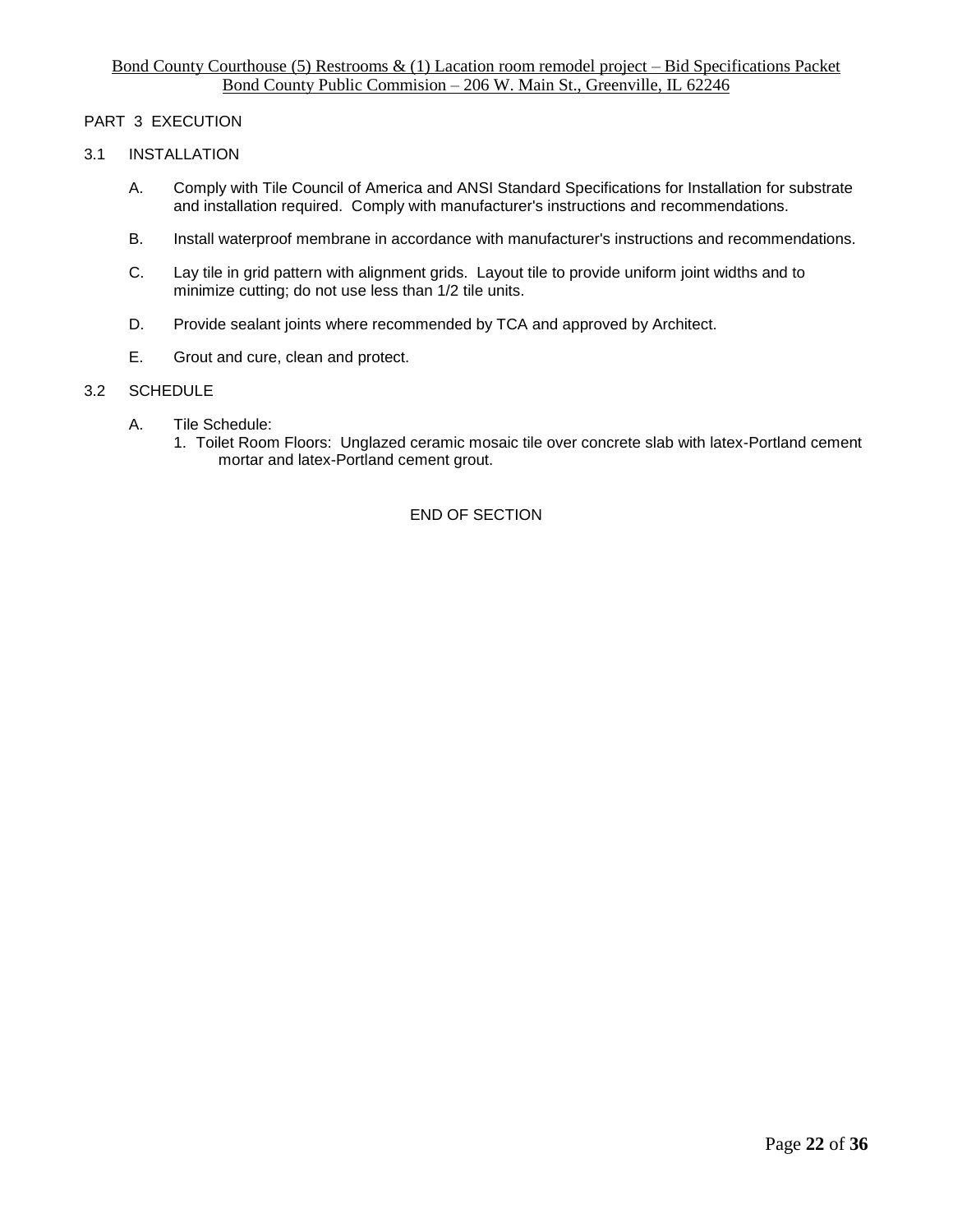PART 3 EXECUTION

3.1 INSTALLATION

A. Comply with Tile Council of America and ANSI Standard Specifications for Installation for substrate and installation required. Comply with manufacturer's instructions and recommendations.

B. Install waterproof membrane in accordance with manufacturer's instructions and recommendations.

C. Lay tile in grid pattern with alignment grids. Layout tile to provide uniform joint widths and to minimize cutting; do not use less than 1/2 tile units.

D. Provide sealant joints where recommended by TCA and approved by Architect.

E. Grout and cure, clean and protect.

3.2 SCHEDULE

A. Tile Schedule:
   1. Toilet Room Floors: Unglazed ceramic mosaic tile over concrete slab with latex-Portland cement mortar and latex-Portland cement grout.

END OF SECTION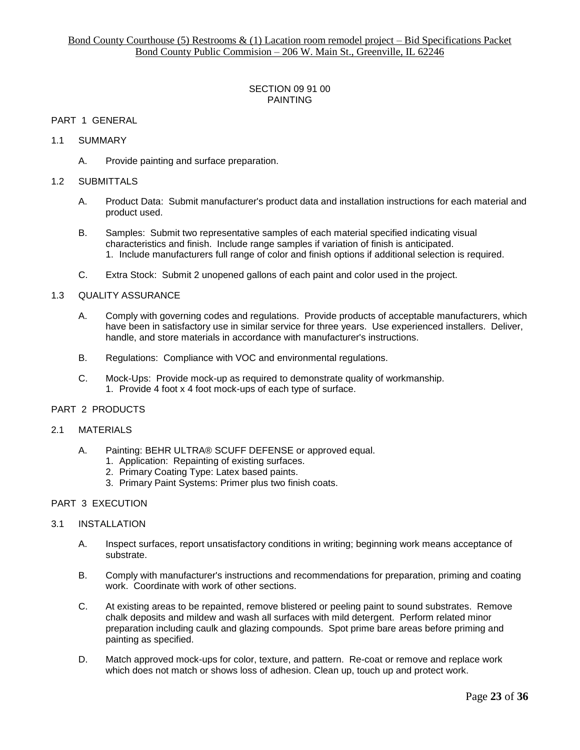# SECTION 09 91 00
# PAINTING

## PART 1 GENERAL

### 1.1 SUMMARY

A. Provide painting and surface preparation.

### 1.2 SUBMITTALS

A. Product Data: Submit manufacturer's product data and installation instructions for each material and product used.

B. Samples: Submit two representative samples of each material specified indicating visual characteristics and finish. Include range samples if variation of finish is anticipated.
   1. Include manufacturers full range of color and finish options if additional selection is required.

C. Extra Stock: Submit 2 unopened gallons of each paint and color used in the project.

### 1.3 QUALITY ASSURANCE

A. Comply with governing codes and regulations. Provide products of acceptable manufacturers, which have been in satisfactory use in similar service for three years. Use experienced installers. Deliver, handle, and store materials in accordance with manufacturer's instructions.

B. Regulations: Compliance with VOC and environmental regulations.

C. Mock-Ups: Provide mock-up as required to demonstrate quality of workmanship.
   1. Provide 4 foot x 4 foot mock-ups of each type of surface.

## PART 2 PRODUCTS

### 2.1 MATERIALS

A. Painting: BEHR ULTRA® SCUFF DEFENSE or approved equal.
   1. Application: Repainting of existing surfaces.
   2. Primary Coating Type: Latex based paints.
   3. Primary Paint Systems: Primer plus two finish coats.

## PART 3 EXECUTION

### 3.1 INSTALLATION

A. Inspect surfaces, report unsatisfactory conditions in writing; beginning work means acceptance of substrate.

B. Comply with manufacturer's instructions and recommendations for preparation, priming and coating work. Coordinate with work of other sections.

C. At existing areas to be repainted, remove blistered or peeling paint to sound substrates. Remove chalk deposits and mildew and wash all surfaces with mild detergent. Perform related minor preparation including caulk and glazing compounds. Spot prime bare areas before priming and painting as specified.

D. Match approved mock-ups for color, texture, and pattern. Re-coat or remove and replace work which does not match or shows loss of adhesion. Clean up, touch up and protect work.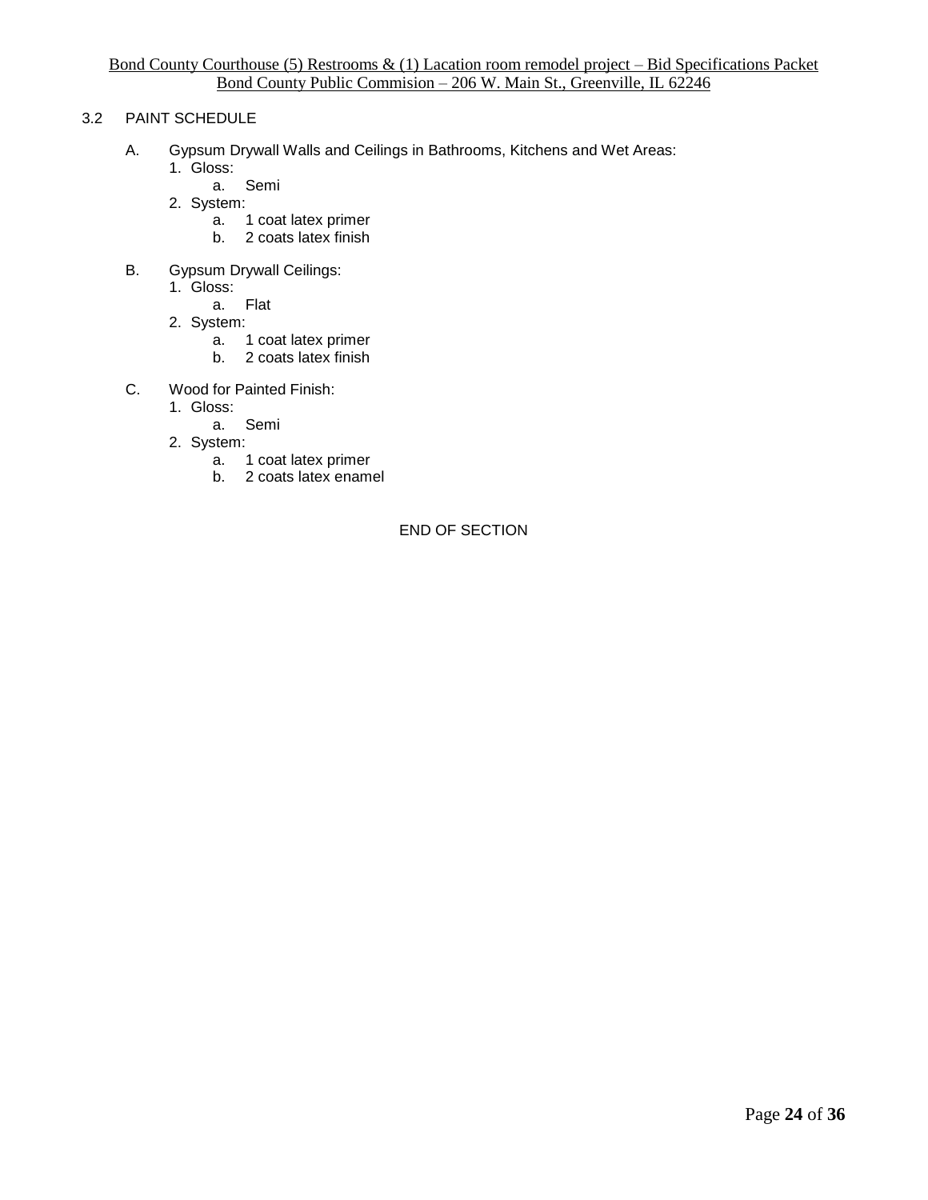## 3.2 PAINT SCHEDULE

A. Gypsum Drywall Walls and Ceilings in Bathrooms, Kitchens and Wet Areas:
   1. Gloss:
      a. Semi
   2. System:
      a. 1 coat latex primer
      b. 2 coats latex finish

B. Gypsum Drywall Ceilings:
   1. Gloss:
      a. Flat
   2. System:
      a. 1 coat latex primer
      b. 2 coats latex finish

C. Wood for Painted Finish:
   1. Gloss:
      a. Semi
   2. System:
      a. 1 coat latex primer
      b. 2 coats latex enamel

END OF SECTION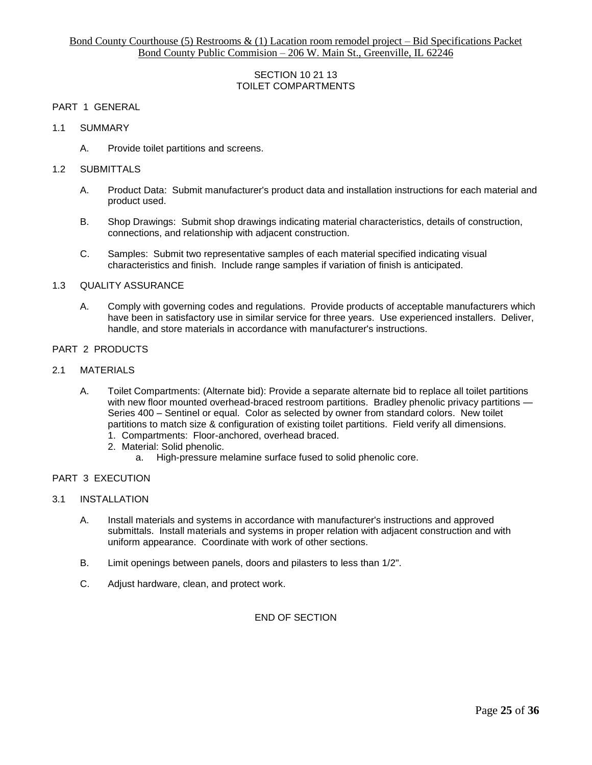SECTION 10 21 13
TOILET COMPARTMENTS

PART 1 GENERAL

1.1 SUMMARY

A. Provide toilet partitions and screens.

1.2 SUBMITTALS

A. Product Data: Submit manufacturer's product data and installation instructions for each material and product used.

B. Shop Drawings: Submit shop drawings indicating material characteristics, details of construction, connections, and relationship with adjacent construction.

C. Samples: Submit two representative samples of each material specified indicating visual characteristics and finish. Include range samples if variation of finish is anticipated.

1.3 QUALITY ASSURANCE

A. Comply with governing codes and regulations. Provide products of acceptable manufacturers which have been in satisfactory use in similar service for three years. Use experienced installers. Deliver, handle, and store materials in accordance with manufacturer's instructions.

PART 2 PRODUCTS

2.1 MATERIALS

A. Toilet Compartments: (Alternate bid): Provide a separate alternate bid to replace all toilet partitions with new floor mounted overhead-braced restroom partitions. Bradley phenolic privacy partitions — Series 400 – Sentinel or equal. Color as selected by owner from standard colors. New toilet partitions to match size & configuration of existing toilet partitions. Field verify all dimensions.
   1. Compartments: Floor-anchored, overhead braced.
   2. Material: Solid phenolic.
      a. High-pressure melamine surface fused to solid phenolic core.

PART 3 EXECUTION

3.1 INSTALLATION

A. Install materials and systems in accordance with manufacturer's instructions and approved submittals. Install materials and systems in proper relation with adjacent construction and with uniform appearance. Coordinate with work of other sections.

B. Limit openings between panels, doors and pilasters to less than 1/2".

C. Adjust hardware, clean, and protect work.

END OF SECTION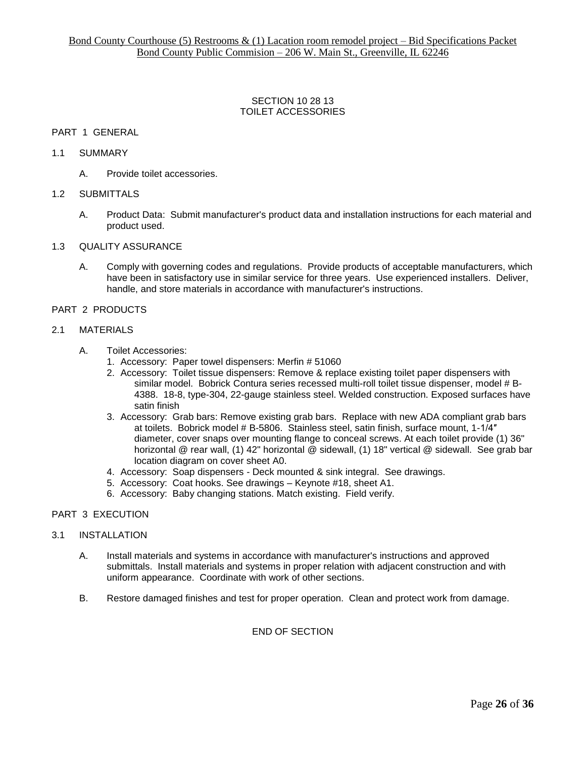# SECTION 10 28 13
# TOILET ACCESSORIES

## PART 1 GENERAL

### 1.1 SUMMARY

A. Provide toilet accessories.

### 1.2 SUBMITTALS

A. Product Data: Submit manufacturer's product data and installation instructions for each material and product used.

### 1.3 QUALITY ASSURANCE

A. Comply with governing codes and regulations. Provide products of acceptable manufacturers, which have been in satisfactory use in similar service for three years. Use experienced installers. Deliver, handle, and store materials in accordance with manufacturer's instructions.

## PART 2 PRODUCTS

### 2.1 MATERIALS

A. Toilet Accessories:

1. Accessory: Paper towel dispensers: Merfin # 51060
2. Accessory: Toilet tissue dispensers: Remove & replace existing toilet paper dispensers with similar model. Bobrick Contura series recessed multi-roll toilet tissue dispenser, model # B-4388. 18-8, type-304, 22-gauge stainless steel. Welded construction. Exposed surfaces have satin finish
3. Accessory: Grab bars: Remove existing grab bars. Replace with new ADA compliant grab bars at toilets. Bobrick model # B-5806. Stainless steel, satin finish, surface mount, 1-1/4″ diameter, cover snaps over mounting flange to conceal screws. At each toilet provide (1) 36" horizontal @ rear wall, (1) 42" horizontal @ sidewall, (1) 18" vertical @ sidewall. See grab bar location diagram on cover sheet A0.
4. Accessory: Soap dispensers - Deck mounted & sink integral. See drawings.
5. Accessory: Coat hooks. See drawings – Keynote #18, sheet A1.
6. Accessory: Baby changing stations. Match existing. Field verify.

## PART 3 EXECUTION

### 3.1 INSTALLATION

A. Install materials and systems in accordance with manufacturer's instructions and approved submittals. Install materials and systems in proper relation with adjacent construction and with uniform appearance. Coordinate with work of other sections.

B. Restore damaged finishes and test for proper operation. Clean and protect work from damage.

END OF SECTION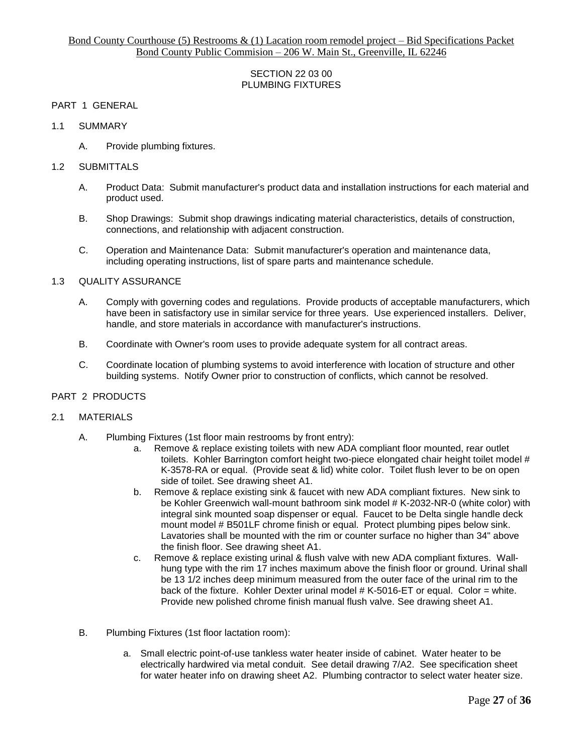SECTION 22 03 00
PLUMBING FIXTURES

PART 1 GENERAL

1.1 SUMMARY

A. Provide plumbing fixtures.

1.2 SUBMITTALS

A. Product Data: Submit manufacturer's product data and installation instructions for each material and product used.

B. Shop Drawings: Submit shop drawings indicating material characteristics, details of construction, connections, and relationship with adjacent construction.

C. Operation and Maintenance Data: Submit manufacturer's operation and maintenance data, including operating instructions, list of spare parts and maintenance schedule.

1.3 QUALITY ASSURANCE

A. Comply with governing codes and regulations. Provide products of acceptable manufacturers, which have been in satisfactory use in similar service for three years. Use experienced installers. Deliver, handle, and store materials in accordance with manufacturer's instructions.

B. Coordinate with Owner's room uses to provide adequate system for all contract areas.

C. Coordinate location of plumbing systems to avoid interference with location of structure and other building systems. Notify Owner prior to construction of conflicts, which cannot be resolved.

PART 2 PRODUCTS

2.1 MATERIALS

A. Plumbing Fixtures (1st floor main restrooms by front entry):

a. Remove & replace existing toilets with new ADA compliant floor mounted, rear outlet toilets. Kohler Barrington comfort height two-piece elongated chair height toilet model # K-3578-RA or equal. (Provide seat & lid) white color. Toilet flush lever to be on open side of toilet. See drawing sheet A1.

b. Remove & replace existing sink & faucet with new ADA compliant fixtures. New sink to be Kohler Greenwich wall-mount bathroom sink model # K-2032-NR-0 (white color) with integral sink mounted soap dispenser or equal. Faucet to be Delta single handle deck mount model # B501LF chrome finish or equal. Protect plumbing pipes below sink. Lavatories shall be mounted with the rim or counter surface no higher than 34" above the finish floor. See drawing sheet A1.

c. Remove & replace existing urinal & flush valve with new ADA compliant fixtures. Wall-hung type with the rim 17 inches maximum above the finish floor or ground. Urinal shall be 13 1/2 inches deep minimum measured from the outer face of the urinal rim to the back of the fixture. Kohler Dexter urinal model # K-5016-ET or equal. Color = white. Provide new polished chrome finish manual flush valve. See drawing sheet A1.

B. Plumbing Fixtures (1st floor lactation room):

a. Small electric point-of-use tankless water heater inside of cabinet. Water heater to be electrically hardwired via metal conduit. See detail drawing 7/A2. See specification sheet for water heater info on drawing sheet A2. Plumbing contractor to select water heater size.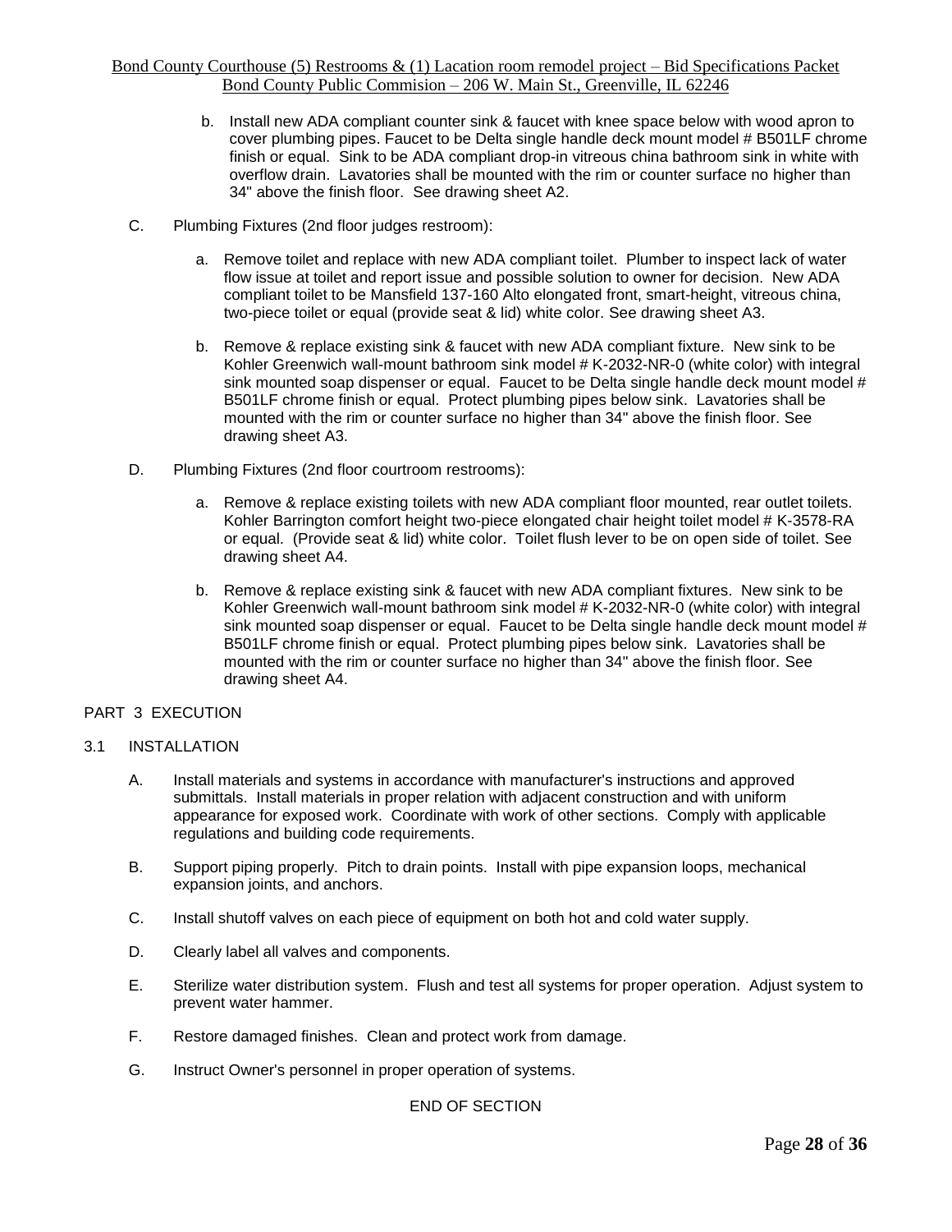b. Install new ADA compliant counter sink & faucet with knee space below with wood apron to cover plumbing pipes. Faucet to be Delta single handle deck mount model # B501LF chrome finish or equal. Sink to be ADA compliant drop-in vitreous china bathroom sink in white with overflow drain. Lavatories shall be mounted with the rim or counter surface no higher than 34" above the finish floor. See drawing sheet A2.

C. Plumbing Fixtures (2nd floor judges restroom):

a. Remove toilet and replace with new ADA compliant toilet. Plumber to inspect lack of water flow issue at toilet and report issue and possible solution to owner for decision. New ADA compliant toilet to be Mansfield 137-160 Alto elongated front, smart-height, vitreous china, two-piece toilet or equal (provide seat & lid) white color. See drawing sheet A3.

b. Remove & replace existing sink & faucet with new ADA compliant fixture. New sink to be Kohler Greenwich wall-mount bathroom sink model # K-2032-NR-0 (white color) with integral sink mounted soap dispenser or equal. Faucet to be Delta single handle deck mount model # B501LF chrome finish or equal. Protect plumbing pipes below sink. Lavatories shall be mounted with the rim or counter surface no higher than 34" above the finish floor. See drawing sheet A3.

D. Plumbing Fixtures (2nd floor courtroom restrooms):

a. Remove & replace existing toilets with new ADA compliant floor mounted, rear outlet toilets. Kohler Barrington comfort height two-piece elongated chair height toilet model # K-3578-RA or equal. (Provide seat & lid) white color. Toilet flush lever to be on open side of toilet. See drawing sheet A4.

b. Remove & replace existing sink & faucet with new ADA compliant fixtures. New sink to be Kohler Greenwich wall-mount bathroom sink model # K-2032-NR-0 (white color) with integral sink mounted soap dispenser or equal. Faucet to be Delta single handle deck mount model # B501LF chrome finish or equal. Protect plumbing pipes below sink. Lavatories shall be mounted with the rim or counter surface no higher than 34" above the finish floor. See drawing sheet A4.

## PART 3 EXECUTION

### 3.1 INSTALLATION

A. Install materials and systems in accordance with manufacturer's instructions and approved submittals. Install materials in proper relation with adjacent construction and with uniform appearance for exposed work. Coordinate with work of other sections. Comply with applicable regulations and building code requirements.

B. Support piping properly. Pitch to drain points. Install with pipe expansion loops, mechanical expansion joints, and anchors.

C. Install shutoff valves on each piece of equipment on both hot and cold water supply.

D. Clearly label all valves and components.

E. Sterilize water distribution system. Flush and test all systems for proper operation. Adjust system to prevent water hammer.

F. Restore damaged finishes. Clean and protect work from damage.

G. Instruct Owner's personnel in proper operation of systems.

END OF SECTION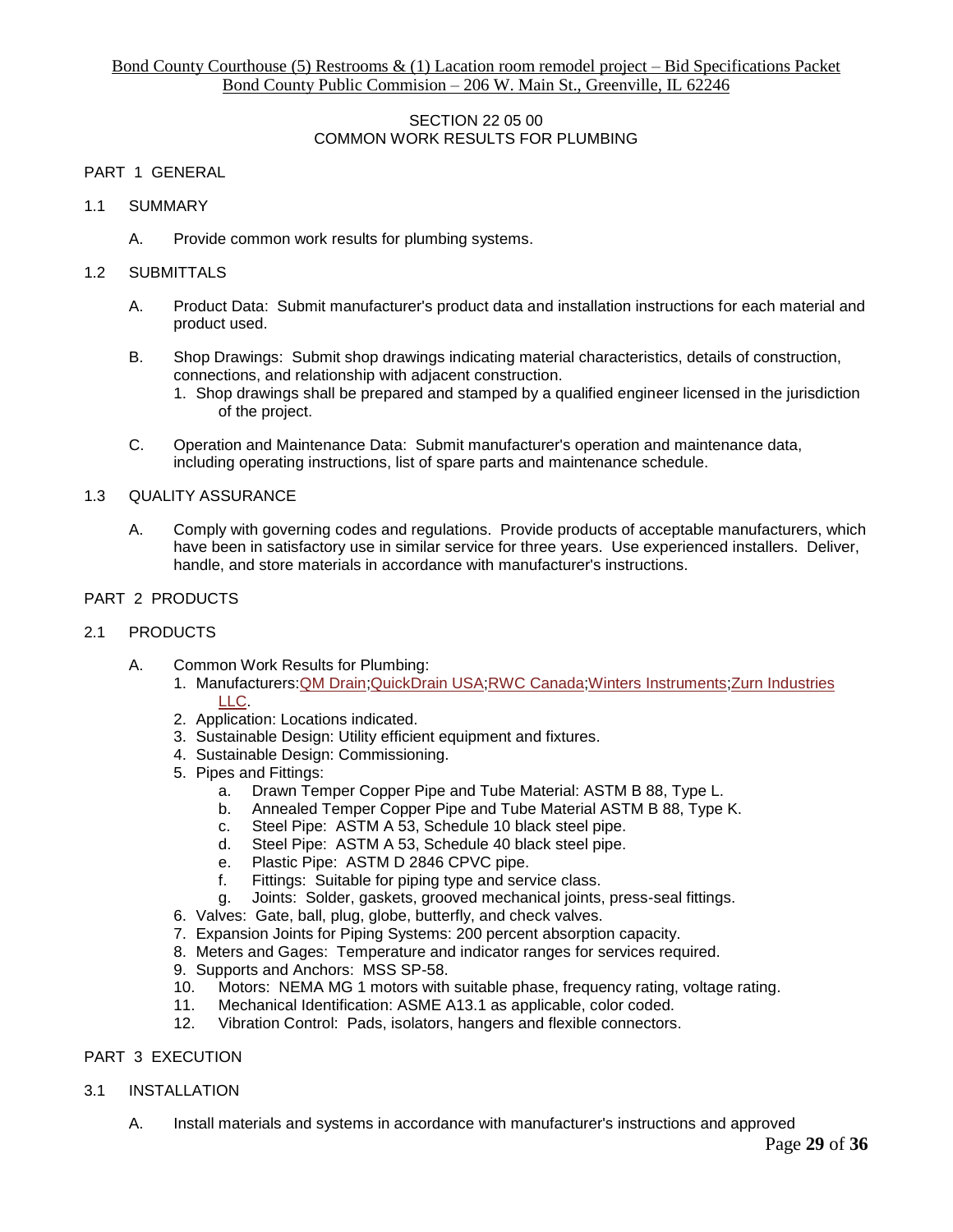Bond County Courthouse (5) Restrooms & (1) Lacation room remodel project – Bid Specifications Packet
Bond County Public Commision – 206 W. Main St., Greenville, IL 62246

## SECTION 22 05 00
## COMMON WORK RESULTS FOR PLUMBING

### PART 1 GENERAL

#### 1.1 SUMMARY

A. Provide common work results for plumbing systems.

#### 1.2 SUBMITTALS

A. Product Data: Submit manufacturer's product data and installation instructions for each material and product used.

B. Shop Drawings: Submit shop drawings indicating material characteristics, details of construction, connections, and relationship with adjacent construction.
   1. Shop drawings shall be prepared and stamped by a qualified engineer licensed in the jurisdiction of the project.

C. Operation and Maintenance Data: Submit manufacturer's operation and maintenance data, including operating instructions, list of spare parts and maintenance schedule.

#### 1.3 QUALITY ASSURANCE

A. Comply with governing codes and regulations. Provide products of acceptable manufacturers, which have been in satisfactory use in similar service for three years. Use experienced installers. Deliver, handle, and store materials in accordance with manufacturer's instructions.

### PART 2 PRODUCTS

#### 2.1 PRODUCTS

A. Common Work Results for Plumbing:
   1. Manufacturers:QM Drain;QuickDrain USA;RWC Canada;Winters Instruments;Zurn Industries LLC.
   2. Application: Locations indicated.
   3. Sustainable Design: Utility efficient equipment and fixtures.
   4. Sustainable Design: Commissioning.
   5. Pipes and Fittings:
      a. Drawn Temper Copper Pipe and Tube Material: ASTM B 88, Type L.
      b. Annealed Temper Copper Pipe and Tube Material ASTM B 88, Type K.
      c. Steel Pipe: ASTM A 53, Schedule 10 black steel pipe.
      d. Steel Pipe: ASTM A 53, Schedule 40 black steel pipe.
      e. Plastic Pipe: ASTM D 2846 CPVC pipe.
      f. Fittings: Suitable for piping type and service class.
      g. Joints: Solder, gaskets, grooved mechanical joints, press-seal fittings.
   6. Valves: Gate, ball, plug, globe, butterfly, and check valves.
   7. Expansion Joints for Piping Systems: 200 percent absorption capacity.
   8. Meters and Gages: Temperature and indicator ranges for services required.
   9. Supports and Anchors: MSS SP-58.
   10. Motors: NEMA MG 1 motors with suitable phase, frequency rating, voltage rating.
   11. Mechanical Identification: ASME A13.1 as applicable, color coded.
   12. Vibration Control: Pads, isolators, hangers and flexible connectors.

### PART 3 EXECUTION

#### 3.1 INSTALLATION

A. Install materials and systems in accordance with manufacturer's instructions and approved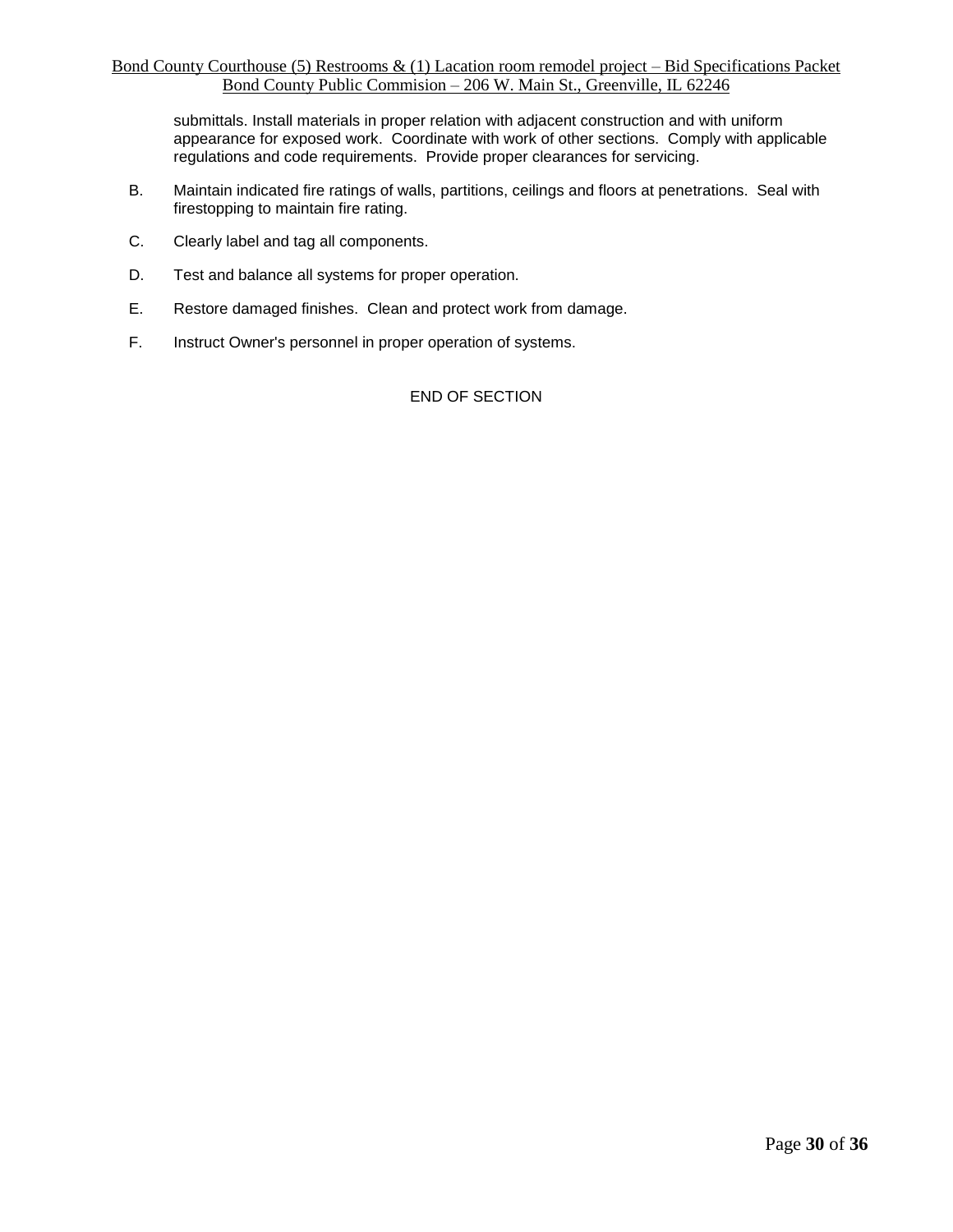submittals. Install materials in proper relation with adjacent construction and with uniform appearance for exposed work. Coordinate with work of other sections. Comply with applicable regulations and code requirements. Provide proper clearances for servicing.

B. Maintain indicated fire ratings of walls, partitions, ceilings and floors at penetrations. Seal with firestopping to maintain fire rating.

C. Clearly label and tag all components.

D. Test and balance all systems for proper operation.

E. Restore damaged finishes. Clean and protect work from damage.

F. Instruct Owner's personnel in proper operation of systems.

END OF SECTION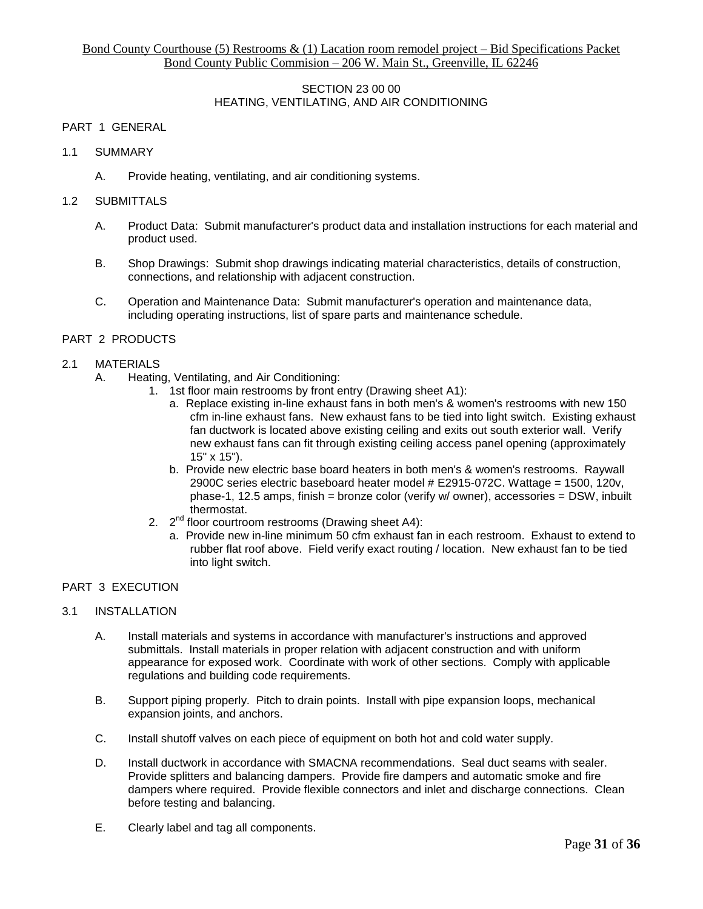## SECTION 23 00 00
## HEATING, VENTILATING, AND AIR CONDITIONING

### PART 1 GENERAL

1.1 SUMMARY

A. Provide heating, ventilating, and air conditioning systems.

1.2 SUBMITTALS

A. Product Data: Submit manufacturer's product data and installation instructions for each material and product used.

B. Shop Drawings: Submit shop drawings indicating material characteristics, details of construction, connections, and relationship with adjacent construction.

C. Operation and Maintenance Data: Submit manufacturer's operation and maintenance data, including operating instructions, list of spare parts and maintenance schedule.

### PART 2 PRODUCTS

2.1 MATERIALS

A. Heating, Ventilating, and Air Conditioning:

1. 1st floor main restrooms by front entry (Drawing sheet A1):
   a. Replace existing in-line exhaust fans in both men's & women's restrooms with new 150 cfm in-line exhaust fans. New exhaust fans to be tied into light switch. Existing exhaust fan ductwork is located above existing ceiling and exits out south exterior wall. Verify new exhaust fans can fit through existing ceiling access panel opening (approximately 15" x 15").
   b. Provide new electric base board heaters in both men's & women's restrooms. Raywall 2900C series electric baseboard heater model # E2915-072C. Wattage = 1500, 120v, phase-1, 12.5 amps, finish = bronze color (verify w/ owner), accessories = DSW, inbuilt thermostat.
2. 2nd floor courtroom restrooms (Drawing sheet A4):
   a. Provide new in-line minimum 50 cfm exhaust fan in each restroom. Exhaust to extend to rubber flat roof above. Field verify exact routing / location. New exhaust fan to be tied into light switch.

### PART 3 EXECUTION

3.1 INSTALLATION

A. Install materials and systems in accordance with manufacturer's instructions and approved submittals. Install materials in proper relation with adjacent construction and with uniform appearance for exposed work. Coordinate with work of other sections. Comply with applicable regulations and building code requirements.

B. Support piping properly. Pitch to drain points. Install with pipe expansion loops, mechanical expansion joints, and anchors.

C. Install shutoff valves on each piece of equipment on both hot and cold water supply.

D. Install ductwork in accordance with SMACNA recommendations. Seal duct seams with sealer. Provide splitters and balancing dampers. Provide fire dampers and automatic smoke and fire dampers where required. Provide flexible connectors and inlet and discharge connections. Clean before testing and balancing.

E. Clearly label and tag all components.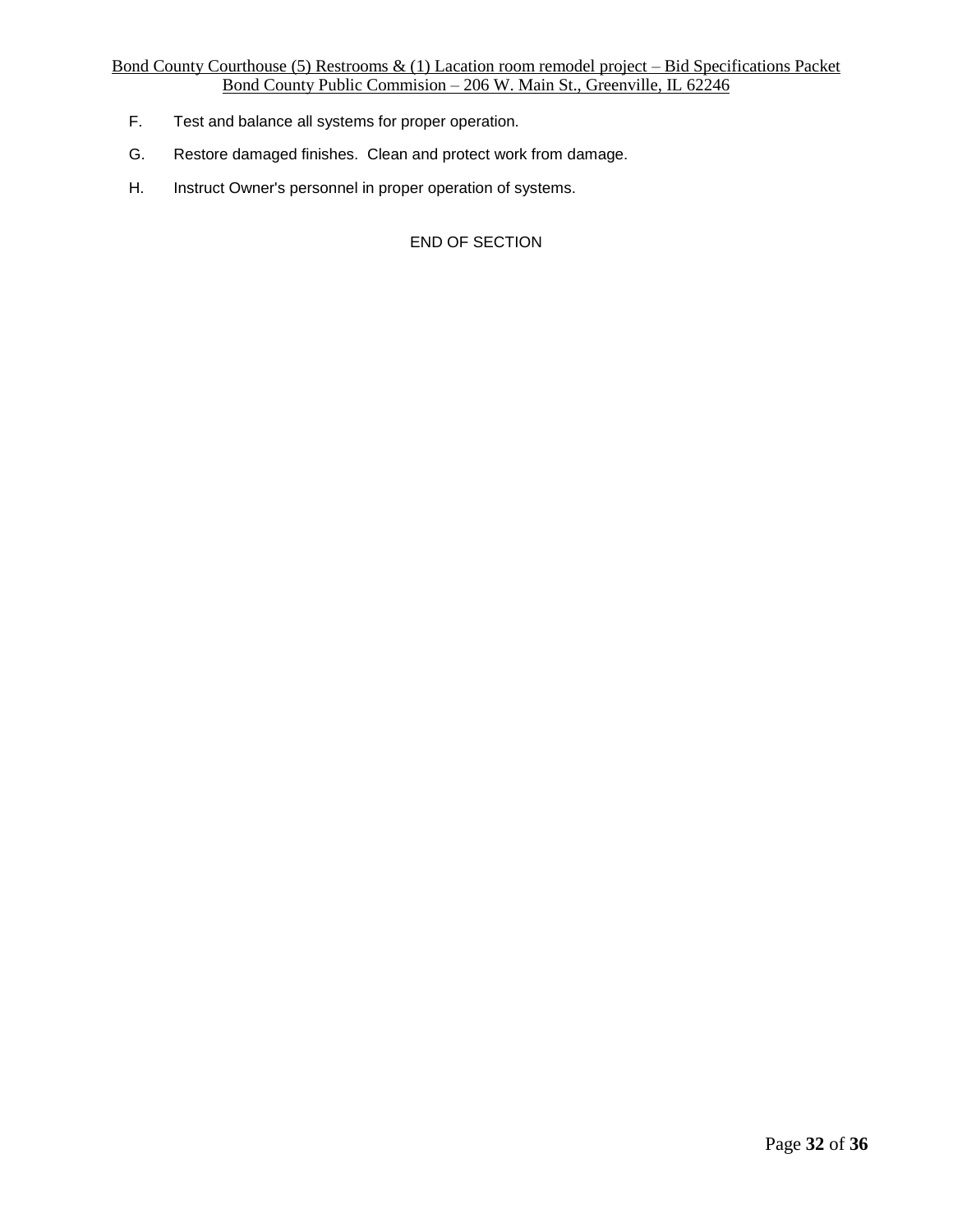F. Test and balance all systems for proper operation.

G. Restore damaged finishes. Clean and protect work from damage.

H. Instruct Owner's personnel in proper operation of systems.

END OF SECTION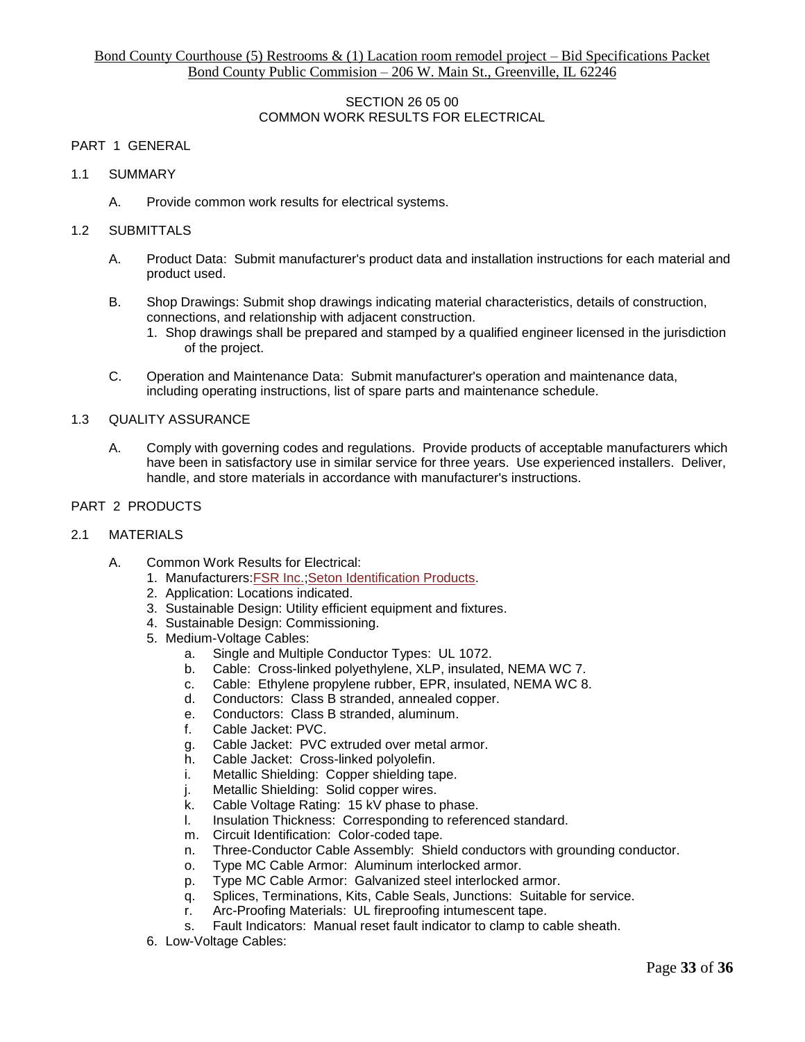SECTION 26 05 00
COMMON WORK RESULTS FOR ELECTRICAL

PART 1 GENERAL

1.1 SUMMARY

A. Provide common work results for electrical systems.

1.2 SUBMITTALS

A. Product Data: Submit manufacturer's product data and installation instructions for each material and product used.

B. Shop Drawings: Submit shop drawings indicating material characteristics, details of construction, connections, and relationship with adjacent construction.
   1. Shop drawings shall be prepared and stamped by a qualified engineer licensed in the jurisdiction of the project.

C. Operation and Maintenance Data: Submit manufacturer's operation and maintenance data, including operating instructions, list of spare parts and maintenance schedule.

1.3 QUALITY ASSURANCE

A. Comply with governing codes and regulations. Provide products of acceptable manufacturers which have been in satisfactory use in similar service for three years. Use experienced installers. Deliver, handle, and store materials in accordance with manufacturer's instructions.

PART 2 PRODUCTS

2.1 MATERIALS

A. Common Work Results for Electrical:
   1. Manufacturers:FSR Inc.;Seton Identification Products.
   2. Application: Locations indicated.
   3. Sustainable Design: Utility efficient equipment and fixtures.
   4. Sustainable Design: Commissioning.
   5. Medium-Voltage Cables:
      a. Single and Multiple Conductor Types: UL 1072.
      b. Cable: Cross-linked polyethylene, XLP, insulated, NEMA WC 7.
      c. Cable: Ethylene propylene rubber, EPR, insulated, NEMA WC 8.
      d. Conductors: Class B stranded, annealed copper.
      e. Conductors: Class B stranded, aluminum.
      f. Cable Jacket: PVC.
      g. Cable Jacket: PVC extruded over metal armor.
      h. Cable Jacket: Cross-linked polyolefin.
      i. Metallic Shielding: Copper shielding tape.
      j. Metallic Shielding: Solid copper wires.
      k. Cable Voltage Rating: 15 kV phase to phase.
      l. Insulation Thickness: Corresponding to referenced standard.
      m. Circuit Identification: Color-coded tape.
      n. Three-Conductor Cable Assembly: Shield conductors with grounding conductor.
      o. Type MC Cable Armor: Aluminum interlocked armor.
      p. Type MC Cable Armor: Galvanized steel interlocked armor.
      q. Splices, Terminations, Kits, Cable Seals, Junctions: Suitable for service.
      r. Arc-Proofing Materials: UL fireproofing intumescent tape.
      s. Fault Indicators: Manual reset fault indicator to clamp to cable sheath.
   6. Low-Voltage Cables: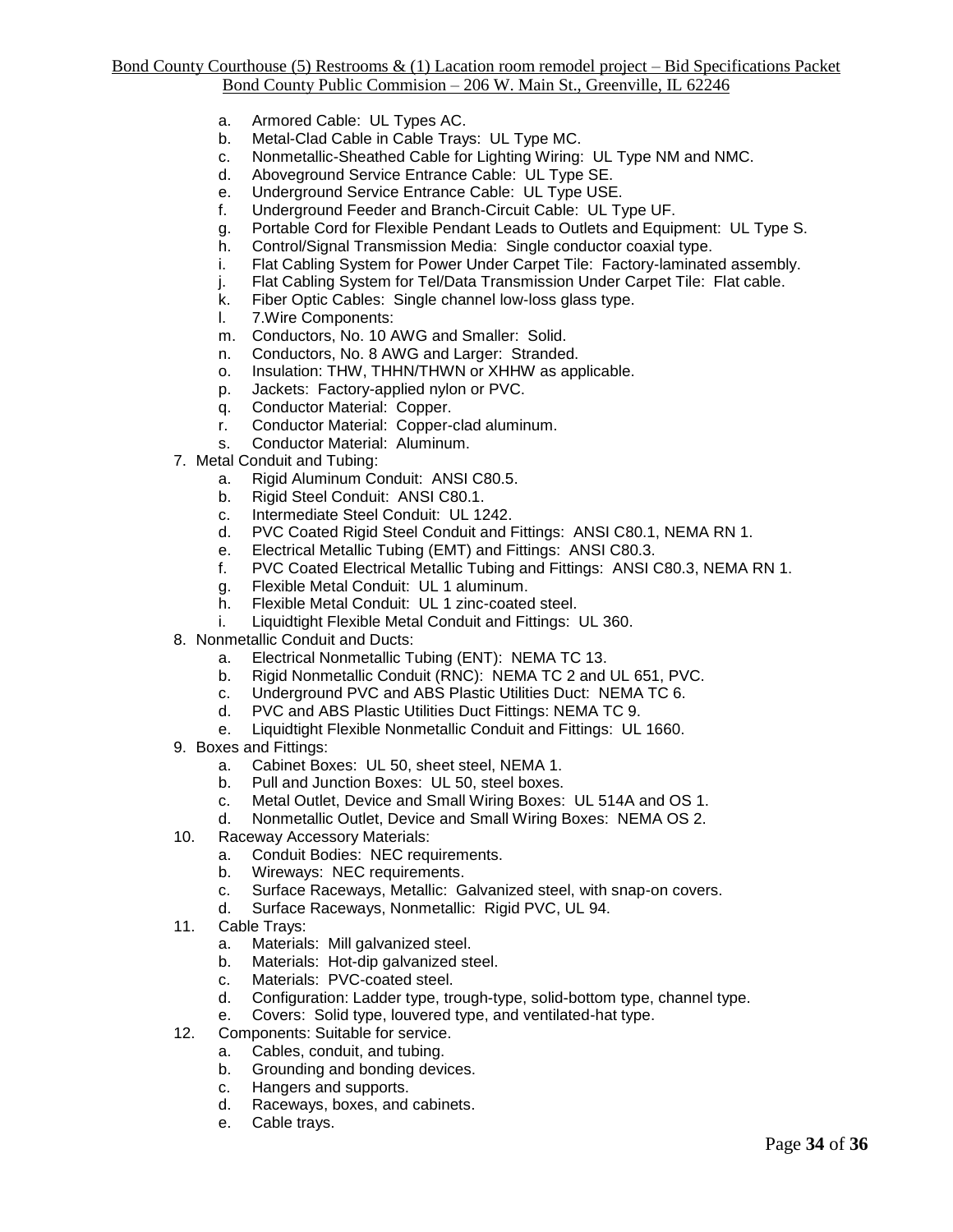a. Armored Cable: UL Types AC.
b. Metal-Clad Cable in Cable Trays: UL Type MC.
c. Nonmetallic-Sheathed Cable for Lighting Wiring: UL Type NM and NMC.
d. Aboveground Service Entrance Cable: UL Type SE.
e. Underground Service Entrance Cable: UL Type USE.
f. Underground Feeder and Branch-Circuit Cable: UL Type UF.
g. Portable Cord for Flexible Pendant Leads to Outlets and Equipment: UL Type S.
h. Control/Signal Transmission Media: Single conductor coaxial type.
i. Flat Cabling System for Power Under Carpet Tile: Factory-laminated assembly.
j. Flat Cabling System for Tel/Data Transmission Under Carpet Tile: Flat cable.
k. Fiber Optic Cables: Single channel low-loss glass type.
l. 7.Wire Components:
m. Conductors, No. 10 AWG and Smaller: Solid.
n. Conductors, No. 8 AWG and Larger: Stranded.
o. Insulation: THW, THHN/THWN or XHHW as applicable.
p. Jackets: Factory-applied nylon or PVC.
q. Conductor Material: Copper.
r. Conductor Material: Copper-clad aluminum.
s. Conductor Material: Aluminum.

7. Metal Conduit and Tubing:
   a. Rigid Aluminum Conduit: ANSI C80.5.
   b. Rigid Steel Conduit: ANSI C80.1.
   c. Intermediate Steel Conduit: UL 1242.
   d. PVC Coated Rigid Steel Conduit and Fittings: ANSI C80.1, NEMA RN 1.
   e. Electrical Metallic Tubing (EMT) and Fittings: ANSI C80.3.
   f. PVC Coated Electrical Metallic Tubing and Fittings: ANSI C80.3, NEMA RN 1.
   g. Flexible Metal Conduit: UL 1 aluminum.
   h. Flexible Metal Conduit: UL 1 zinc-coated steel.
   i. Liquidtight Flexible Metal Conduit and Fittings: UL 360.
8. Nonmetallic Conduit and Ducts:
   a. Electrical Nonmetallic Tubing (ENT): NEMA TC 13.
   b. Rigid Nonmetallic Conduit (RNC): NEMA TC 2 and UL 651, PVC.
   c. Underground PVC and ABS Plastic Utilities Duct: NEMA TC 6.
   d. PVC and ABS Plastic Utilities Duct Fittings: NEMA TC 9.
   e. Liquidtight Flexible Nonmetallic Conduit and Fittings: UL 1660.
9. Boxes and Fittings:
   a. Cabinet Boxes: UL 50, sheet steel, NEMA 1.
   b. Pull and Junction Boxes: UL 50, steel boxes.
   c. Metal Outlet, Device and Small Wiring Boxes: UL 514A and OS 1.
   d. Nonmetallic Outlet, Device and Small Wiring Boxes: NEMA OS 2.
10. Raceway Accessory Materials:
    a. Conduit Bodies: NEC requirements.
    b. Wireways: NEC requirements.
    c. Surface Raceways, Metallic: Galvanized steel, with snap-on covers.
    d. Surface Raceways, Nonmetallic: Rigid PVC, UL 94.
11. Cable Trays:
    a. Materials: Mill galvanized steel.
    b. Materials: Hot-dip galvanized steel.
    c. Materials: PVC-coated steel.
    d. Configuration: Ladder type, trough-type, solid-bottom type, channel type.
    e. Covers: Solid type, louvered type, and ventilated-hat type.
12. Components: Suitable for service.
    a. Cables, conduit, and tubing.
    b. Grounding and bonding devices.
    c. Hangers and supports.
    d. Raceways, boxes, and cabinets.
    e. Cable trays.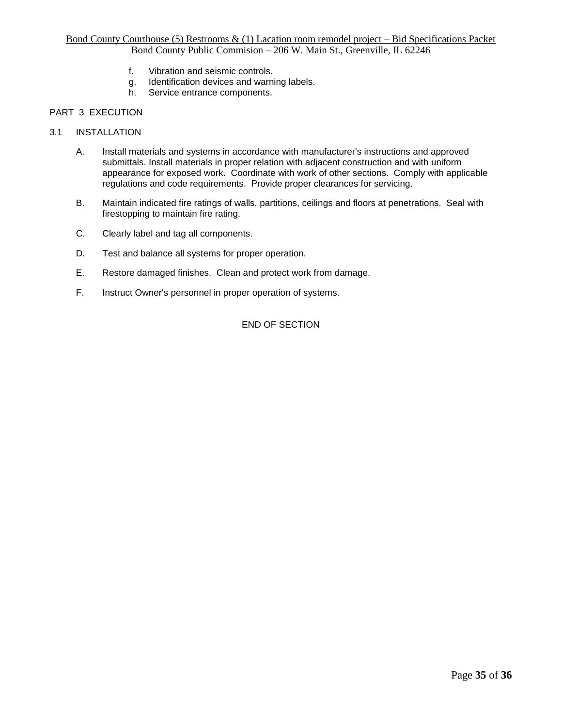f. Vibration and seismic controls.
g. Identification devices and warning labels.
h. Service entrance components.

## PART 3 EXECUTION

### 3.1 INSTALLATION

A. Install materials and systems in accordance with manufacturer's instructions and approved submittals. Install materials in proper relation with adjacent construction and with uniform appearance for exposed work. Coordinate with work of other sections. Comply with applicable regulations and code requirements. Provide proper clearances for servicing.

B. Maintain indicated fire ratings of walls, partitions, ceilings and floors at penetrations. Seal with firestopping to maintain fire rating.

C. Clearly label and tag all components.

D. Test and balance all systems for proper operation.

E. Restore damaged finishes. Clean and protect work from damage.

F. Instruct Owner's personnel in proper operation of systems.

END OF SECTION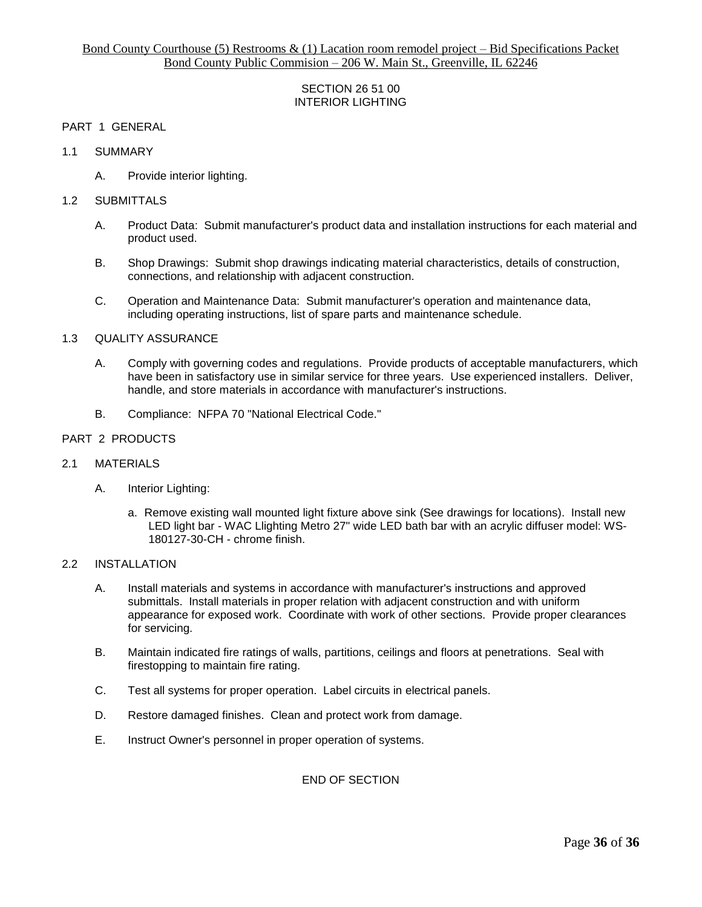SECTION 26 51 00
INTERIOR LIGHTING

PART 1 GENERAL

1.1 SUMMARY

A. Provide interior lighting.

1.2 SUBMITTALS

A. Product Data: Submit manufacturer's product data and installation instructions for each material and product used.

B. Shop Drawings: Submit shop drawings indicating material characteristics, details of construction, connections, and relationship with adjacent construction.

C. Operation and Maintenance Data: Submit manufacturer's operation and maintenance data, including operating instructions, list of spare parts and maintenance schedule.

1.3 QUALITY ASSURANCE

A. Comply with governing codes and regulations. Provide products of acceptable manufacturers, which have been in satisfactory use in similar service for three years. Use experienced installers. Deliver, handle, and store materials in accordance with manufacturer's instructions.

B. Compliance: NFPA 70 "National Electrical Code."

PART 2 PRODUCTS

2.1 MATERIALS

A. Interior Lighting:

a. Remove existing wall mounted light fixture above sink (See drawings for locations). Install new LED light bar - WAC Llighting Metro 27" wide LED bath bar with an acrylic diffuser model: WS-180127-30-CH - chrome finish.

2.2 INSTALLATION

A. Install materials and systems in accordance with manufacturer's instructions and approved submittals. Install materials in proper relation with adjacent construction and with uniform appearance for exposed work. Coordinate with work of other sections. Provide proper clearances for servicing.

B. Maintain indicated fire ratings of walls, partitions, ceilings and floors at penetrations. Seal with firestopping to maintain fire rating.

C. Test all systems for proper operation. Label circuits in electrical panels.

D. Restore damaged finishes. Clean and protect work from damage.

E. Instruct Owner's personnel in proper operation of systems.

END OF SECTION